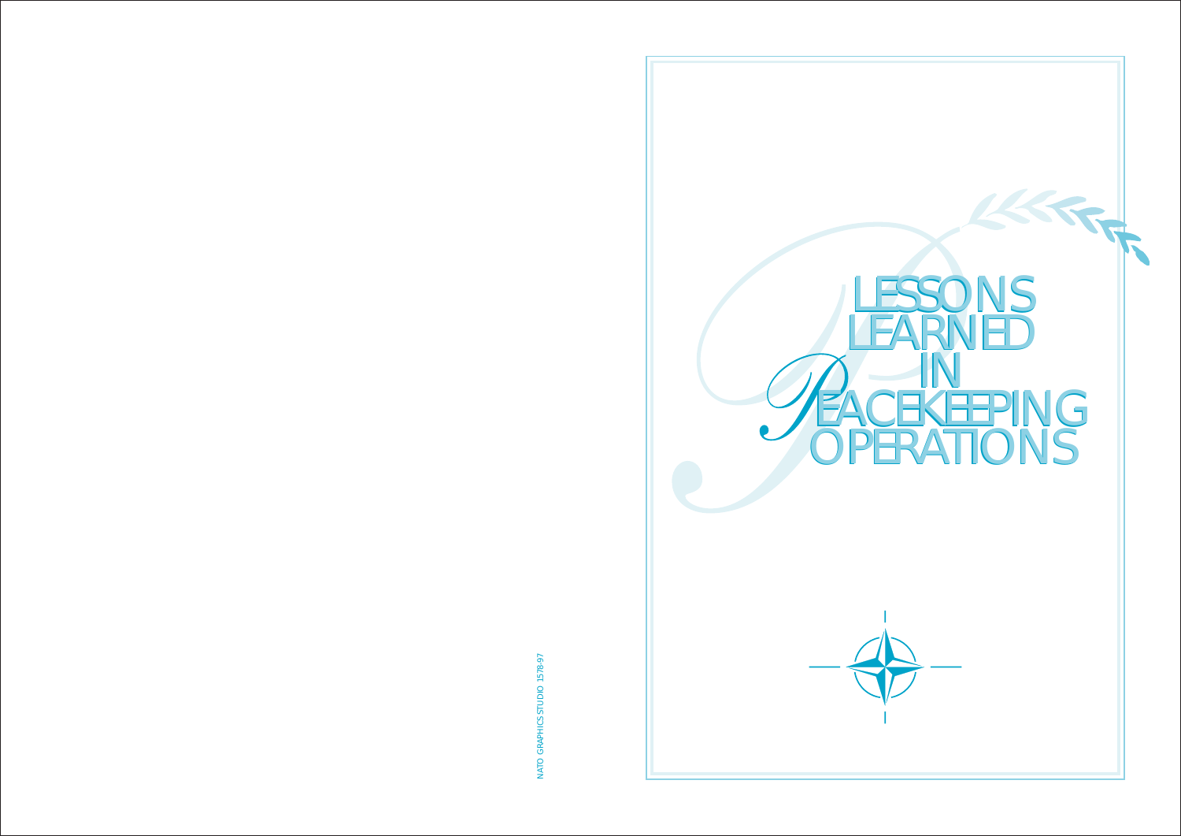# LESSONS LEARNED IN PEACEKEEPING OPERATIONS

NATO GRAPHICS STUDIO 1578-97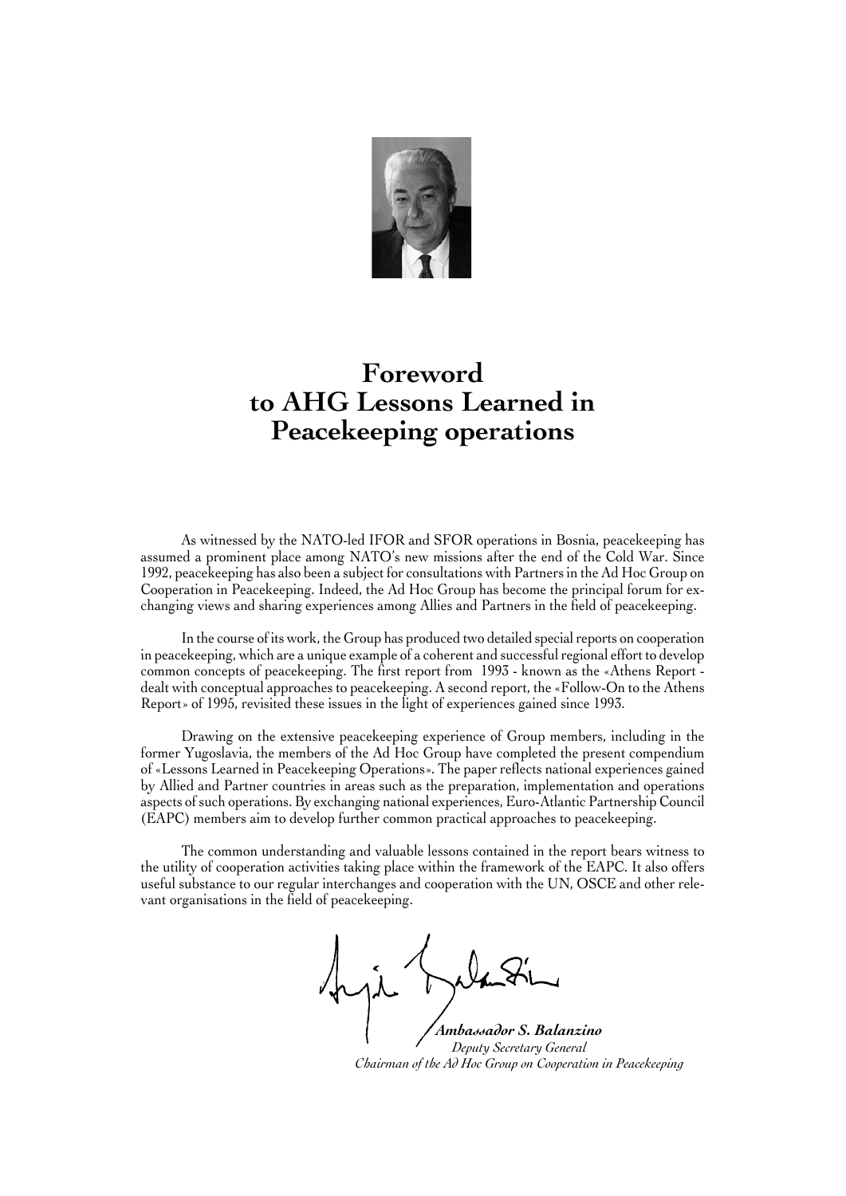# Foreword to AHG Lessons Learned in Peacekeeping operations

As witnessed by the NATO-led IFOR and SFOR operations in Bosnia, peacekeeping has assumed a prominent place among NATO's new missions after the end of the Cold War. Since 1992, peacekeeping has also been a subject for consultations with Partners in the Ad Hoc Group on Cooperation in Peacekeeping. Indeed, the Ad Hoc Group has become the principal forum for exchanging views and sharing experiences among Allies and Partners in the field of peacekeeping.

In the course of its work, the Group has produced two detailed special reports on cooperation in peacekeeping, which are a unique example of a coherent and successful regional effort to develop common concepts of peacekeeping. The first report from 1993 - known as the «Athens Report - dealt with conceptual approaches to peacekeeping. A second report, the «Follow-On to the Athens Report» of 1995, revisited these issues in the light of experiences gained since 1993.

Drawing on the extensive peacekeeping experience of Group members, including in the former Yugoslavia, the members of the Ad Hoc Group have completed the present compendium of «Lessons Learned in Peacekeeping Operations». The paper reflects national experiences gained by Allied and Partner countries in areas such as the preparation, implementation and operations aspects of such operations. By exchanging national experiences, Euro-Atlantic Partnership Council (EAPC) members aim to develop further common practical approaches to peacekeeping.

The common understanding and valuable lessons contained in the report bears witness to the utility of cooperation activities taking place within the framework of the EAPC. It also offers useful substance to our regular interchanges and cooperation with the UN, OSCE and other relevant organisations in the field of peacekeeping.

***Ambassador S. Balanzino***
*Deputy Secretary General*
*Chairman of the Ad Hoc Group on Cooperation in Peacekeeping*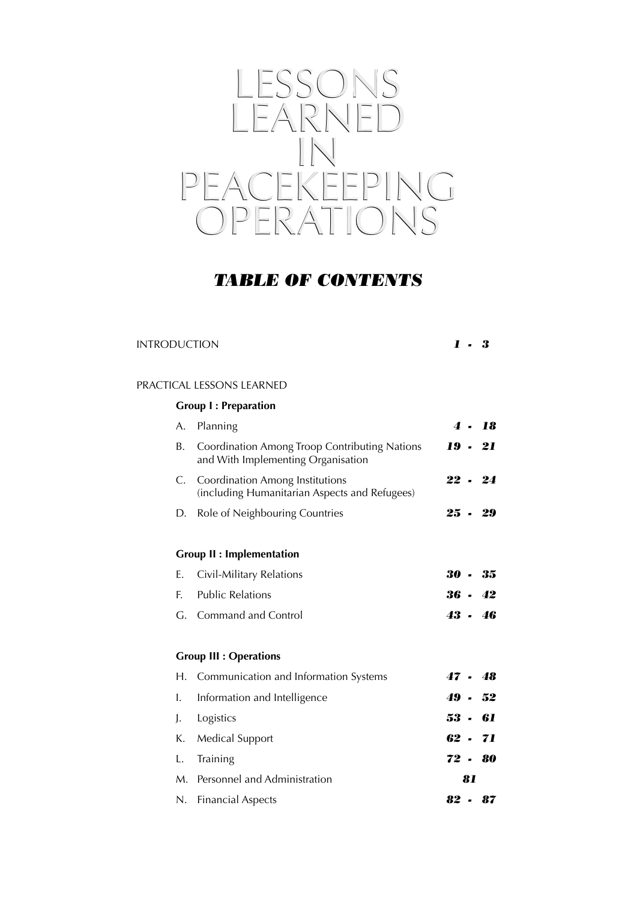# LESSONS LEARNED IN PEACEKEEPING OPERATIONS

## *TABLE OF CONTENTS*

| | | |
|---|---|---|
| INTRODUCTION | | ***1 - 3*** |
| PRACTICAL LESSONS LEARNED | | |
| **Group I : Preparation** | | |
| A. | Planning | ***4 - 18*** |
| B. | Coordination Among Troop Contributing Nations and With Implementing Organisation | ***19 - 21*** |
| C. | Coordination Among Institutions (including Humanitarian Aspects and Refugees) | ***22 - 24*** |
| D. | Role of Neighbouring Countries | ***25 - 29*** |
| **Group II : Implementation** | | |
| E. | Civil-Military Relations | ***30 - 35*** |
| F. | Public Relations | ***36 - 42*** |
| G. | Command and Control | ***43 - 46*** |
| **Group III : Operations** | | |
| H. | Communication and Information Systems | ***47 - 48*** |
| I. | Information and Intelligence | ***49 - 52*** |
| J. | Logistics | ***53 - 61*** |
| K. | Medical Support | ***62 - 71*** |
| L. | Training | ***72 - 80*** |
| M. | Personnel and Administration | ***81*** |
| N. | Financial Aspects | ***82 - 87*** |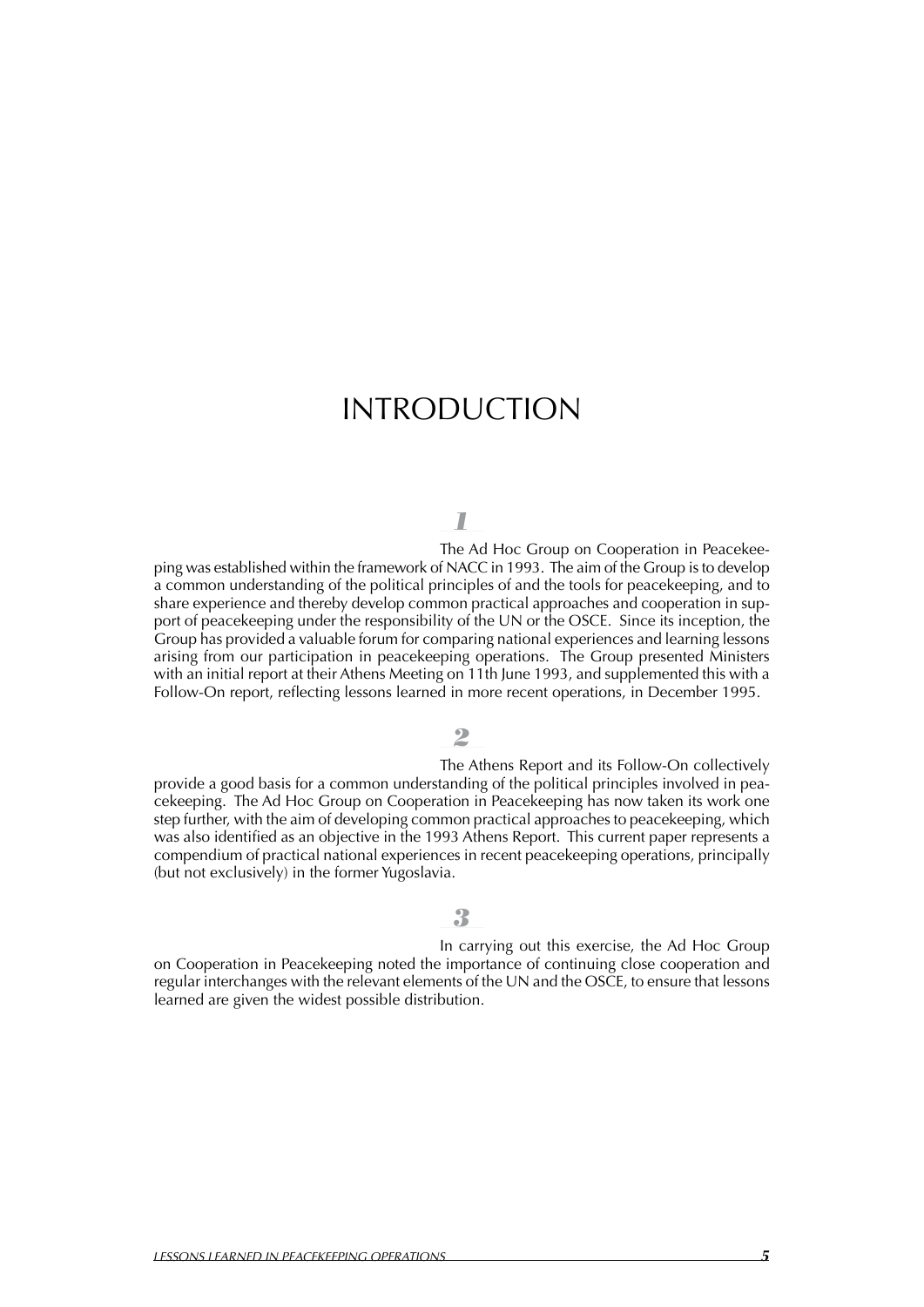# INTRODUCTION

**1**

The Ad Hoc Group on Cooperation in Peacekeeping was established within the framework of NACC in 1993. The aim of the Group is to develop a common understanding of the political principles of and the tools for peacekeeping, and to share experience and thereby develop common practical approaches and cooperation in support of peacekeeping under the responsibility of the UN or the OSCE. Since its inception, the Group has provided a valuable forum for comparing national experiences and learning lessons arising from our participation in peacekeeping operations. The Group presented Ministers with an initial report at their Athens Meeting on 11th June 1993, and supplemented this with a Follow-On report, reflecting lessons learned in more recent operations, in December 1995.

**2**

The Athens Report and its Follow-On collectively provide a good basis for a common understanding of the political principles involved in peacekeeping. The Ad Hoc Group on Cooperation in Peacekeeping has now taken its work one step further, with the aim of developing common practical approaches to peacekeeping, which was also identified as an objective in the 1993 Athens Report. This current paper represents a compendium of practical national experiences in recent peacekeeping operations, principally (but not exclusively) in the former Yugoslavia.

**3**

In carrying out this exercise, the Ad Hoc Group on Cooperation in Peacekeeping noted the importance of continuing close cooperation and regular interchanges with the relevant elements of the UN and the OSCE, to ensure that lessons learned are given the widest possible distribution.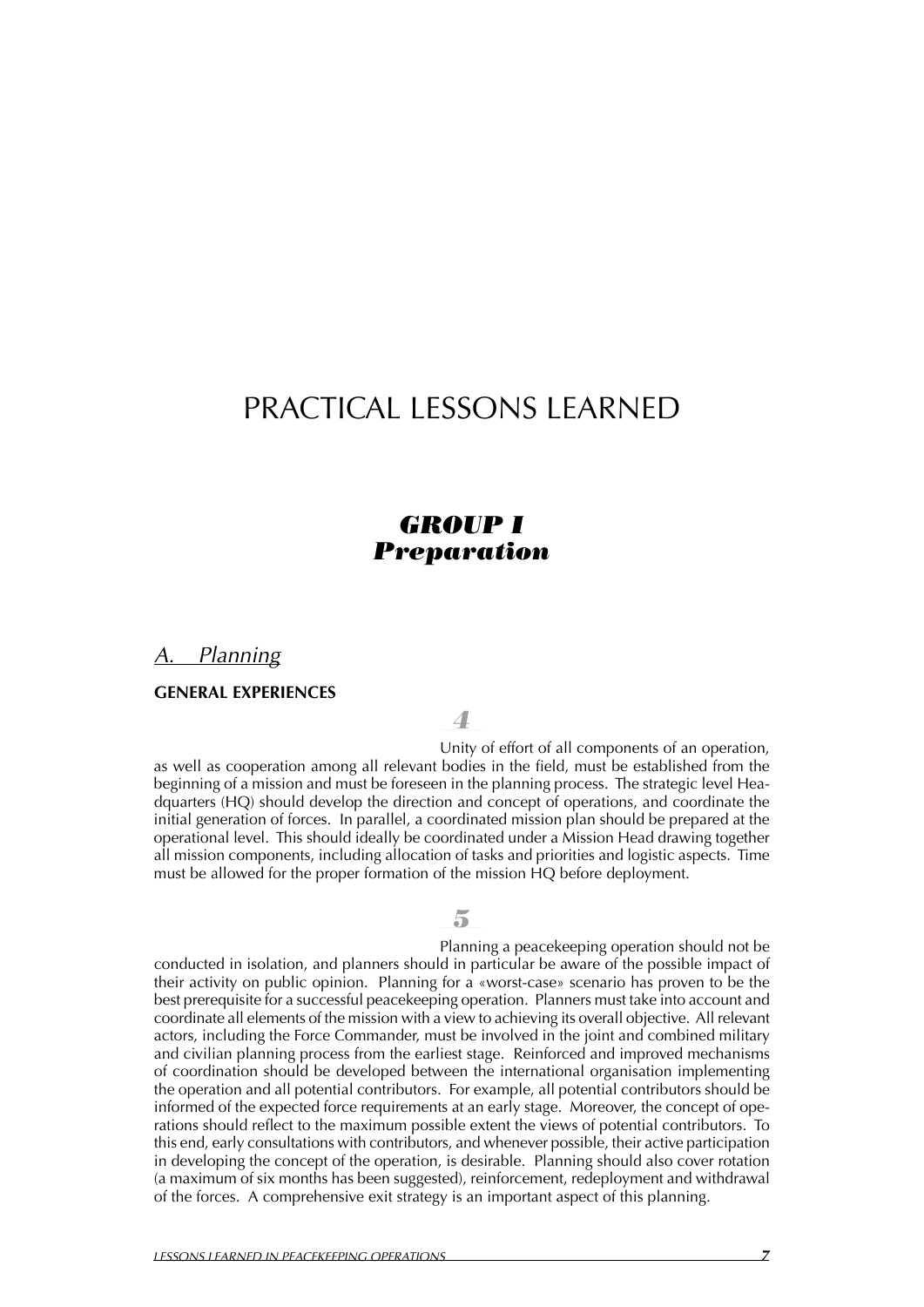# PRACTICAL LESSONS LEARNED

## *GROUP I*
## *Preparation*

### *A. Planning*

**GENERAL EXPERIENCES**

***4***

Unity of effort of all components of an operation, as well as cooperation among all relevant bodies in the field, must be established from the beginning of a mission and must be foreseen in the planning process. The strategic level Headquarters (HQ) should develop the direction and concept of operations, and coordinate the initial generation of forces. In parallel, a coordinated mission plan should be prepared at the operational level. This should ideally be coordinated under a Mission Head drawing together all mission components, including allocation of tasks and priorities and logistic aspects. Time must be allowed for the proper formation of the mission HQ before deployment.

***5***

Planning a peacekeeping operation should not be conducted in isolation, and planners should in particular be aware of the possible impact of their activity on public opinion. Planning for a «worst-case» scenario has proven to be the best prerequisite for a successful peacekeeping operation. Planners must take into account and coordinate all elements of the mission with a view to achieving its overall objective. All relevant actors, including the Force Commander, must be involved in the joint and combined military and civilian planning process from the earliest stage. Reinforced and improved mechanisms of coordination should be developed between the international organisation implementing the operation and all potential contributors. For example, all potential contributors should be informed of the expected force requirements at an early stage. Moreover, the concept of operations should reflect to the maximum possible extent the views of potential contributors. To this end, early consultations with contributors, and whenever possible, their active participation in developing the concept of the operation, is desirable. Planning should also cover rotation (a maximum of six months has been suggested), reinforcement, redeployment and withdrawal of the forces. A comprehensive exit strategy is an important aspect of this planning.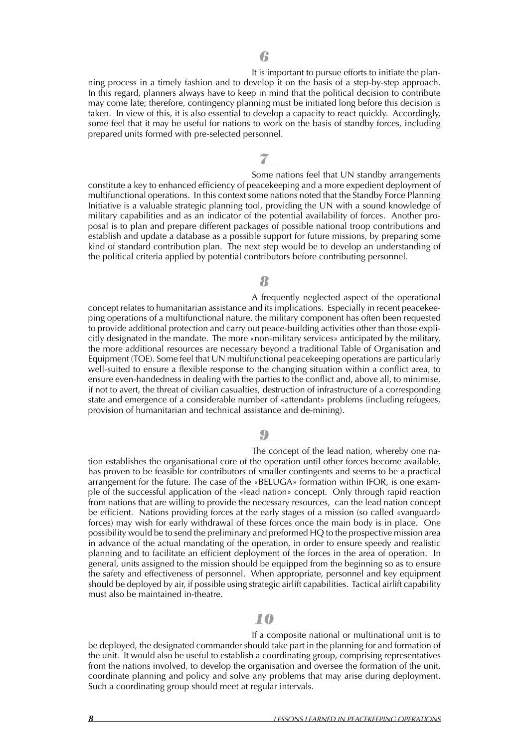**6**

It is important to pursue efforts to initiate the planning process in a timely fashion and to develop it on the basis of a step-by-step approach. In this regard, planners always have to keep in mind that the political decision to contribute may come late; therefore, contingency planning must be initiated long before this decision is taken. In view of this, it is also essential to develop a capacity to react quickly. Accordingly, some feel that it may be useful for nations to work on the basis of standby forces, including prepared units formed with pre-selected personnel.

**7**

Some nations feel that UN standby arrangements constitute a key to enhanced efficiency of peacekeeping and a more expedient deployment of multifunctional operations. In this context some nations noted that the Standby Force Planning Initiative is a valuable strategic planning tool, providing the UN with a sound knowledge of military capabilities and as an indicator of the potential availability of forces. Another proposal is to plan and prepare different packages of possible national troop contributions and establish and update a database as a possible support for future missions, by preparing some kind of standard contribution plan. The next step would be to develop an understanding of the political criteria applied by potential contributors before contributing personnel.

**8**

A frequently neglected aspect of the operational concept relates to humanitarian assistance and its implications. Especially in recent peacekeeping operations of a multifunctional nature, the military component has often been requested to provide additional protection and carry out peace-building activities other than those explicitly designated in the mandate. The more «non-military services» anticipated by the military, the more additional resources are necessary beyond a traditional Table of Organisation and Equipment (TOE). Some feel that UN multifunctional peacekeeping operations are particularly well-suited to ensure a flexible response to the changing situation within a conflict area, to ensure even-handedness in dealing with the parties to the conflict and, above all, to minimise, if not to avert, the threat of civilian casualties, destruction of infrastructure of a corresponding state and emergence of a considerable number of «attendant» problems (including refugees, provision of humanitarian and technical assistance and de-mining).

**9**

The concept of the lead nation, whereby one nation establishes the organisational core of the operation until other forces become available, has proven to be feasible for contributors of smaller contingents and seems to be a practical arrangement for the future. The case of the «BELUGA» formation within IFOR, is one example of the successful application of the «lead nation» concept. Only through rapid reaction from nations that are willing to provide the necessary resources, can the lead nation concept be efficient. Nations providing forces at the early stages of a mission (so called «vanguard» forces) may wish for early withdrawal of these forces once the main body is in place. One possibility would be to send the preliminary and preformed HQ to the prospective mission area in advance of the actual mandating of the operation, in order to ensure speedy and realistic planning and to facilitate an efficient deployment of the forces in the area of operation. In general, units assigned to the mission should be equipped from the beginning so as to ensure the safety and effectiveness of personnel. When appropriate, personnel and key equipment should be deployed by air, if possible using strategic airlift capabilities. Tactical airlift capability must also be maintained in-theatre.

**10**

If a composite national or multinational unit is to be deployed, the designated commander should take part in the planning for and formation of the unit. It would also be useful to establish a coordinating group, comprising representatives from the nations involved, to develop the organisation and oversee the formation of the unit, coordinate planning and policy and solve any problems that may arise during deployment. Such a coordinating group should meet at regular intervals.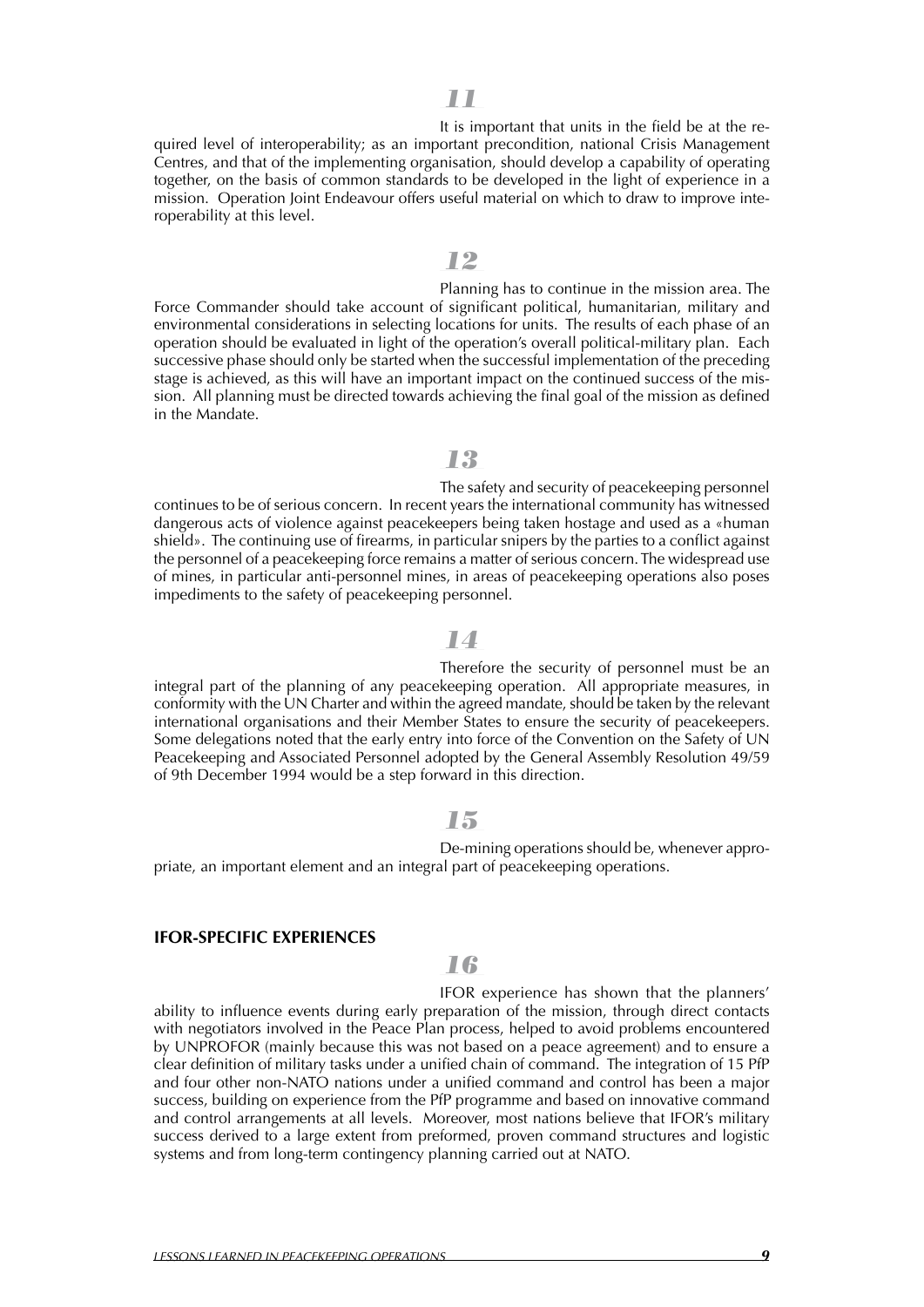*11*

It is important that units in the field be at the required level of interoperability; as an important precondition, national Crisis Management Centres, and that of the implementing organisation, should develop a capability of operating together, on the basis of common standards to be developed in the light of experience in a mission. Operation Joint Endeavour offers useful material on which to draw to improve interoperability at this level.

*12*

Planning has to continue in the mission area. The Force Commander should take account of significant political, humanitarian, military and environmental considerations in selecting locations for units. The results of each phase of an operation should be evaluated in light of the operation's overall political-military plan. Each successive phase should only be started when the successful implementation of the preceding stage is achieved, as this will have an important impact on the continued success of the mission. All planning must be directed towards achieving the final goal of the mission as defined in the Mandate.

*13*

The safety and security of peacekeeping personnel continues to be of serious concern. In recent years the international community has witnessed dangerous acts of violence against peacekeepers being taken hostage and used as a «human shield». The continuing use of firearms, in particular snipers by the parties to a conflict against the personnel of a peacekeeping force remains a matter of serious concern. The widespread use of mines, in particular anti-personnel mines, in areas of peacekeeping operations also poses impediments to the safety of peacekeeping personnel.

*14*

Therefore the security of personnel must be an integral part of the planning of any peacekeeping operation. All appropriate measures, in conformity with the UN Charter and within the agreed mandate, should be taken by the relevant international organisations and their Member States to ensure the security of peacekeepers. Some delegations noted that the early entry into force of the Convention on the Safety of UN Peacekeeping and Associated Personnel adopted by the General Assembly Resolution 49/59 of 9th December 1994 would be a step forward in this direction.

*15*

De-mining operations should be, whenever appropriate, an important element and an integral part of peacekeeping operations.

**IFOR-SPECIFIC EXPERIENCES**

*16*

IFOR experience has shown that the planners' ability to influence events during early preparation of the mission, through direct contacts with negotiators involved in the Peace Plan process, helped to avoid problems encountered by UNPROFOR (mainly because this was not based on a peace agreement) and to ensure a clear definition of military tasks under a unified chain of command. The integration of 15 PfP and four other non-NATO nations under a unified command and control has been a major success, building on experience from the PfP programme and based on innovative command and control arrangements at all levels. Moreover, most nations believe that IFOR's military success derived to a large extent from preformed, proven command structures and logistic systems and from long-term contingency planning carried out at NATO.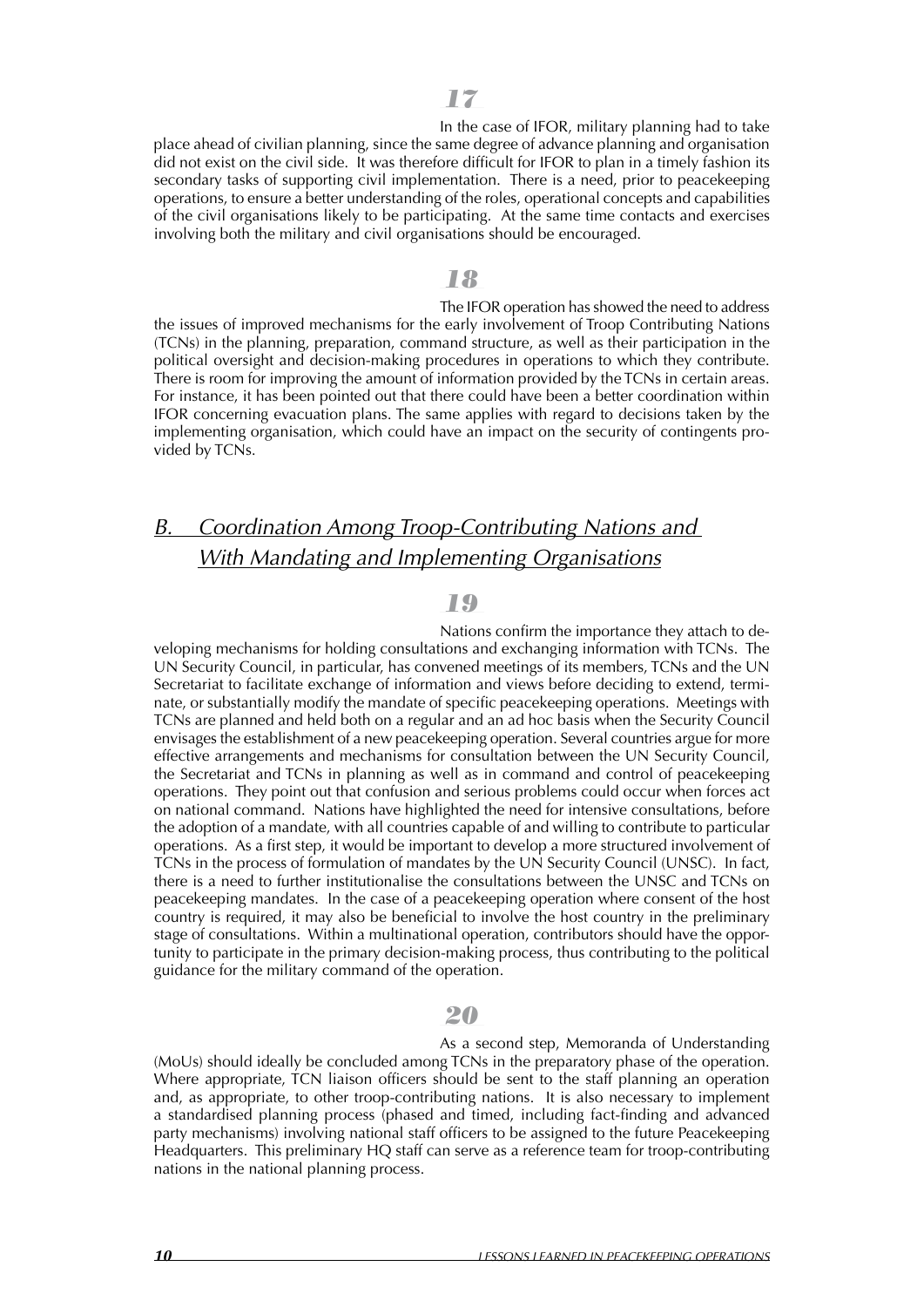**17**

In the case of IFOR, military planning had to take place ahead of civilian planning, since the same degree of advance planning and organisation did not exist on the civil side. It was therefore difficult for IFOR to plan in a timely fashion its secondary tasks of supporting civil implementation. There is a need, prior to peacekeeping operations, to ensure a better understanding of the roles, operational concepts and capabilities of the civil organisations likely to be participating. At the same time contacts and exercises involving both the military and civil organisations should be encouraged.

**18**

The IFOR operation has showed the need to address the issues of improved mechanisms for the early involvement of Troop Contributing Nations (TCNs) in the planning, preparation, command structure, as well as their participation in the political oversight and decision-making procedures in operations to which they contribute. There is room for improving the amount of information provided by the TCNs in certain areas. For instance, it has been pointed out that there could have been a better coordination within IFOR concerning evacuation plans. The same applies with regard to decisions taken by the implementing organisation, which could have an impact on the security of contingents provided by TCNs.

## *B. Coordination Among Troop-Contributing Nations and With Mandating and Implementing Organisations*

**19**

Nations confirm the importance they attach to developing mechanisms for holding consultations and exchanging information with TCNs. The UN Security Council, in particular, has convened meetings of its members, TCNs and the UN Secretariat to facilitate exchange of information and views before deciding to extend, terminate, or substantially modify the mandate of specific peacekeeping operations. Meetings with TCNs are planned and held both on a regular and an ad hoc basis when the Security Council envisages the establishment of a new peacekeeping operation. Several countries argue for more effective arrangements and mechanisms for consultation between the UN Security Council, the Secretariat and TCNs in planning as well as in command and control of peacekeeping operations. They point out that confusion and serious problems could occur when forces act on national command. Nations have highlighted the need for intensive consultations, before the adoption of a mandate, with all countries capable of and willing to contribute to particular operations. As a first step, it would be important to develop a more structured involvement of TCNs in the process of formulation of mandates by the UN Security Council (UNSC). In fact, there is a need to further institutionalise the consultations between the UNSC and TCNs on peacekeeping mandates. In the case of a peacekeeping operation where consent of the host country is required, it may also be beneficial to involve the host country in the preliminary stage of consultations. Within a multinational operation, contributors should have the opportunity to participate in the primary decision-making process, thus contributing to the political guidance for the military command of the operation.

**20**

As a second step, Memoranda of Understanding (MoUs) should ideally be concluded among TCNs in the preparatory phase of the operation. Where appropriate, TCN liaison officers should be sent to the staff planning an operation and, as appropriate, to other troop-contributing nations. It is also necessary to implement a standardised planning process (phased and timed, including fact-finding and advanced party mechanisms) involving national staff officers to be assigned to the future Peacekeeping Headquarters. This preliminary HQ staff can serve as a reference team for troop-contributing nations in the national planning process.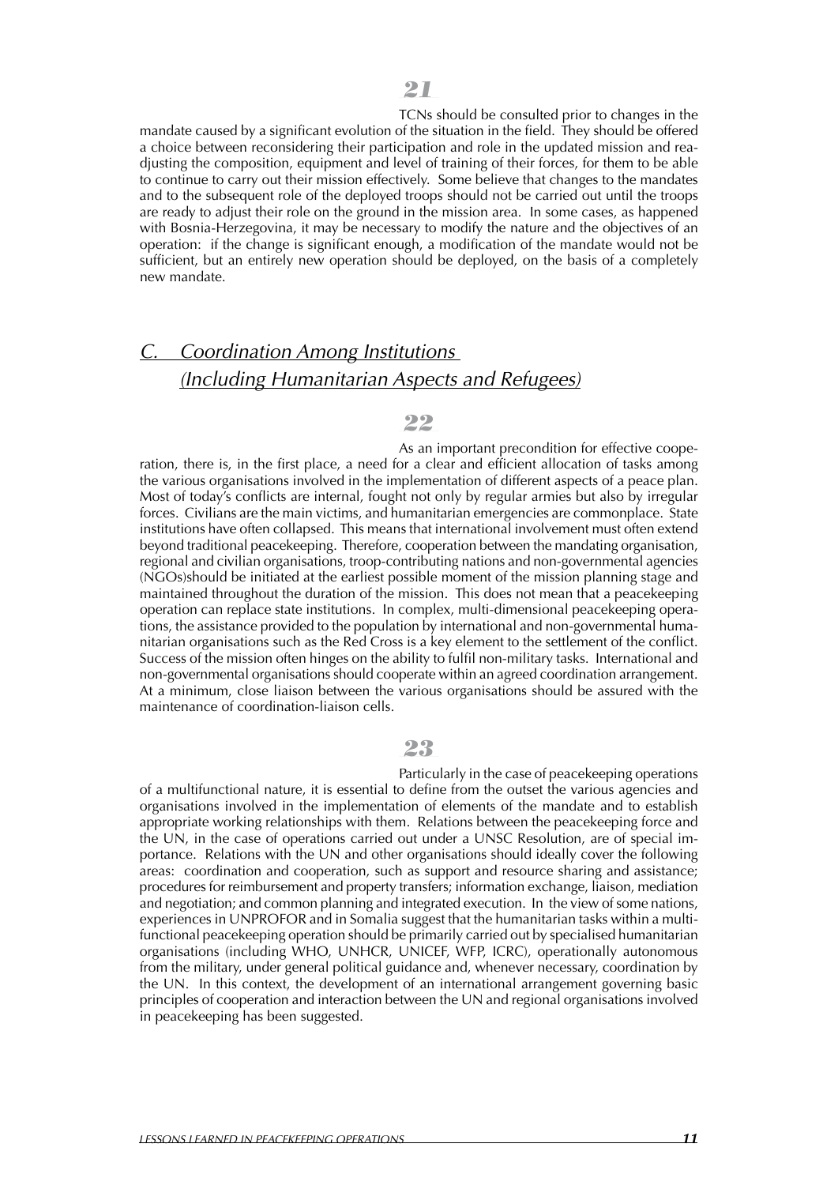**21**

TCNs should be consulted prior to changes in the mandate caused by a significant evolution of the situation in the field. They should be offered a choice between reconsidering their participation and role in the updated mission and readjusting the composition, equipment and level of training of their forces, for them to be able to continue to carry out their mission effectively. Some believe that changes to the mandates and to the subsequent role of the deployed troops should not be carried out until the troops are ready to adjust their role on the ground in the mission area. In some cases, as happened with Bosnia-Herzegovina, it may be necessary to modify the nature and the objectives of an operation: if the change is significant enough, a modification of the mandate would not be sufficient, but an entirely new operation should be deployed, on the basis of a completely new mandate.

## *C. Coordination Among Institutions (Including Humanitarian Aspects and Refugees)*

**22**

As an important precondition for effective cooperation, there is, in the first place, a need for a clear and efficient allocation of tasks among the various organisations involved in the implementation of different aspects of a peace plan. Most of today's conflicts are internal, fought not only by regular armies but also by irregular forces. Civilians are the main victims, and humanitarian emergencies are commonplace. State institutions have often collapsed. This means that international involvement must often extend beyond traditional peacekeeping. Therefore, cooperation between the mandating organisation, regional and civilian organisations, troop-contributing nations and non-governmental agencies (NGOs)should be initiated at the earliest possible moment of the mission planning stage and maintained throughout the duration of the mission. This does not mean that a peacekeeping operation can replace state institutions. In complex, multi-dimensional peacekeeping operations, the assistance provided to the population by international and non-governmental humanitarian organisations such as the Red Cross is a key element to the settlement of the conflict. Success of the mission often hinges on the ability to fulfil non-military tasks. International and non-governmental organisations should cooperate within an agreed coordination arrangement. At a minimum, close liaison between the various organisations should be assured with the maintenance of coordination-liaison cells.

**23**

Particularly in the case of peacekeeping operations of a multifunctional nature, it is essential to define from the outset the various agencies and organisations involved in the implementation of elements of the mandate and to establish appropriate working relationships with them. Relations between the peacekeeping force and the UN, in the case of operations carried out under a UNSC Resolution, are of special importance. Relations with the UN and other organisations should ideally cover the following areas: coordination and cooperation, such as support and resource sharing and assistance; procedures for reimbursement and property transfers; information exchange, liaison, mediation and negotiation; and common planning and integrated execution. In the view of some nations, experiences in UNPROFOR and in Somalia suggest that the humanitarian tasks within a multifunctional peacekeeping operation should be primarily carried out by specialised humanitarian organisations (including WHO, UNHCR, UNICEF, WFP, ICRC), operationally autonomous from the military, under general political guidance and, whenever necessary, coordination by the UN. In this context, the development of an international arrangement governing basic principles of cooperation and interaction between the UN and regional organisations involved in peacekeeping has been suggested.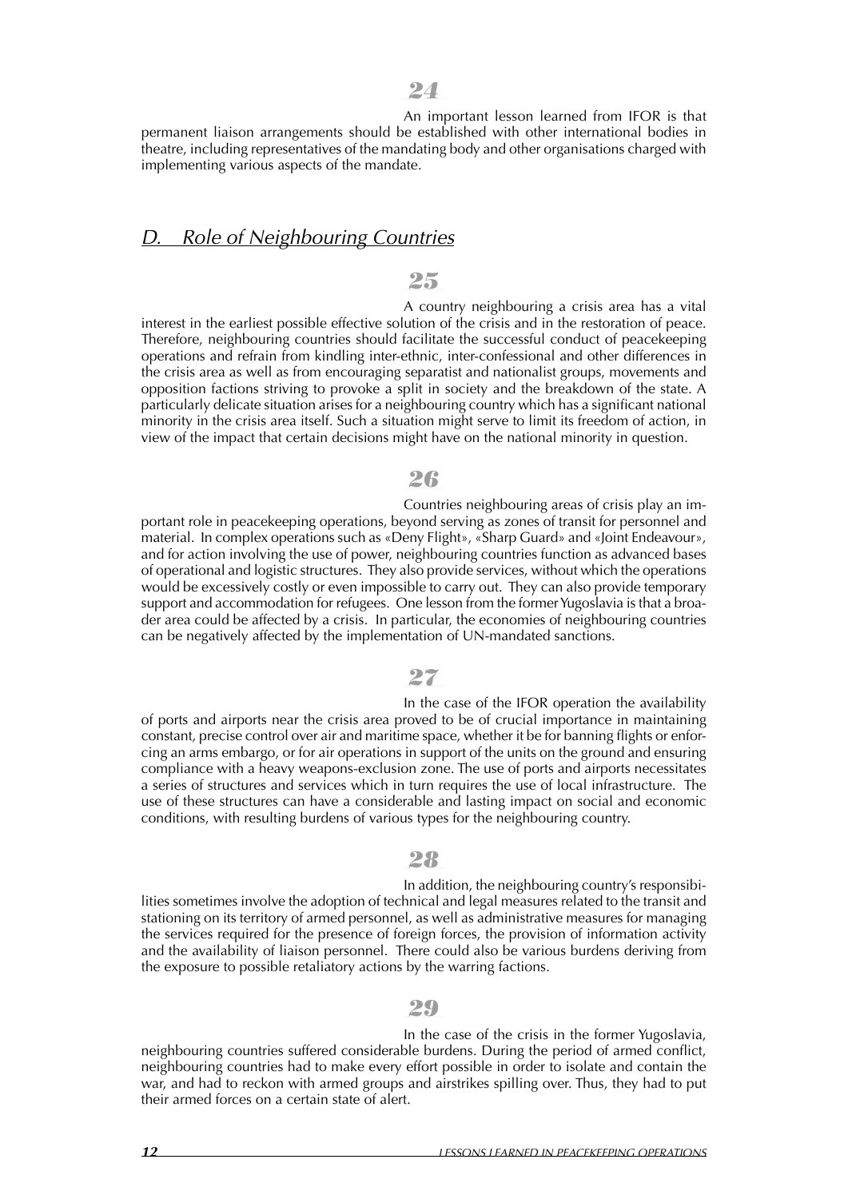**24**

An important lesson learned from IFOR is that permanent liaison arrangements should be established with other international bodies in theatre, including representatives of the mandating body and other organisations charged with implementing various aspects of the mandate.

## *D. Role of Neighbouring Countries*

**25**

A country neighbouring a crisis area has a vital interest in the earliest possible effective solution of the crisis and in the restoration of peace. Therefore, neighbouring countries should facilitate the successful conduct of peacekeeping operations and refrain from kindling inter-ethnic, inter-confessional and other differences in the crisis area as well as from encouraging separatist and nationalist groups, movements and opposition factions striving to provoke a split in society and the breakdown of the state. A particularly delicate situation arises for a neighbouring country which has a significant national minority in the crisis area itself. Such a situation might serve to limit its freedom of action, in view of the impact that certain decisions might have on the national minority in question.

**26**

Countries neighbouring areas of crisis play an important role in peacekeeping operations, beyond serving as zones of transit for personnel and material. In complex operations such as «Deny Flight», «Sharp Guard» and «Joint Endeavour», and for action involving the use of power, neighbouring countries function as advanced bases of operational and logistic structures. They also provide services, without which the operations would be excessively costly or even impossible to carry out. They can also provide temporary support and accommodation for refugees. One lesson from the former Yugoslavia is that a broader area could be affected by a crisis. In particular, the economies of neighbouring countries can be negatively affected by the implementation of UN-mandated sanctions.

**27**

In the case of the IFOR operation the availability of ports and airports near the crisis area proved to be of crucial importance in maintaining constant, precise control over air and maritime space, whether it be for banning flights or enforcing an arms embargo, or for air operations in support of the units on the ground and ensuring compliance with a heavy weapons-exclusion zone. The use of ports and airports necessitates a series of structures and services which in turn requires the use of local infrastructure. The use of these structures can have a considerable and lasting impact on social and economic conditions, with resulting burdens of various types for the neighbouring country.

**28**

In addition, the neighbouring country's responsibilities sometimes involve the adoption of technical and legal measures related to the transit and stationing on its territory of armed personnel, as well as administrative measures for managing the services required for the presence of foreign forces, the provision of information activity and the availability of liaison personnel. There could also be various burdens deriving from the exposure to possible retaliatory actions by the warring factions.

**29**

In the case of the crisis in the former Yugoslavia, neighbouring countries suffered considerable burdens. During the period of armed conflict, neighbouring countries had to make every effort possible in order to isolate and contain the war, and had to reckon with armed groups and airstrikes spilling over. Thus, they had to put their armed forces on a certain state of alert.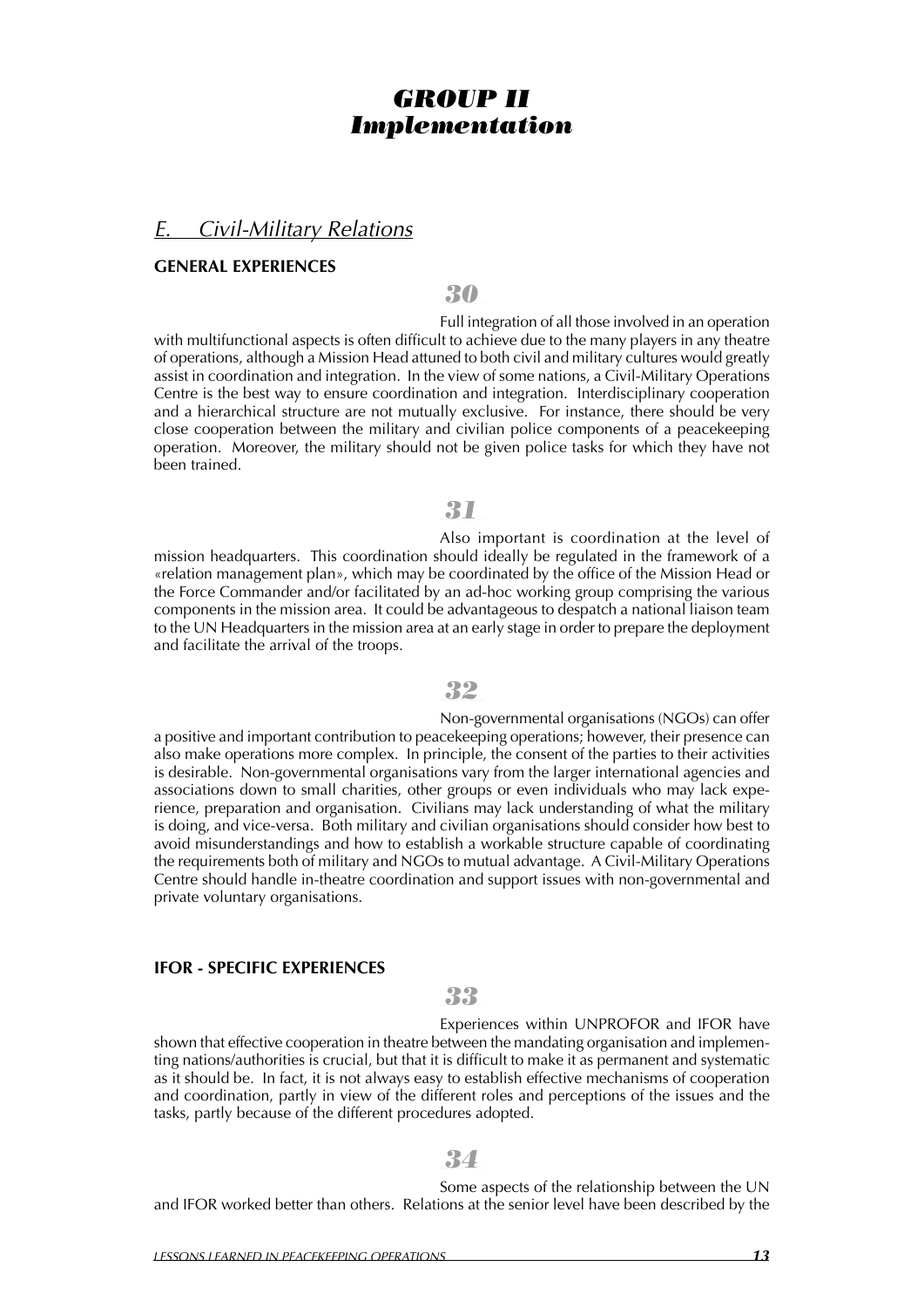# *GROUP II*
# *Implementation*

## *E. Civil-Military Relations*

### GENERAL EXPERIENCES

**30**

Full integration of all those involved in an operation with multifunctional aspects is often difficult to achieve due to the many players in any theatre of operations, although a Mission Head attuned to both civil and military cultures would greatly assist in coordination and integration. In the view of some nations, a Civil-Military Operations Centre is the best way to ensure coordination and integration. Interdisciplinary cooperation and a hierarchical structure are not mutually exclusive. For instance, there should be very close cooperation between the military and civilian police components of a peacekeeping operation. Moreover, the military should not be given police tasks for which they have not been trained.

**31**

Also important is coordination at the level of mission headquarters. This coordination should ideally be regulated in the framework of a «relation management plan», which may be coordinated by the office of the Mission Head or the Force Commander and/or facilitated by an ad-hoc working group comprising the various components in the mission area. It could be advantageous to despatch a national liaison team to the UN Headquarters in the mission area at an early stage in order to prepare the deployment and facilitate the arrival of the troops.

**32**

Non-governmental organisations (NGOs) can offer a positive and important contribution to peacekeeping operations; however, their presence can also make operations more complex. In principle, the consent of the parties to their activities is desirable. Non-governmental organisations vary from the larger international agencies and associations down to small charities, other groups or even individuals who may lack experience, preparation and organisation. Civilians may lack understanding of what the military is doing, and vice-versa. Both military and civilian organisations should consider how best to avoid misunderstandings and how to establish a workable structure capable of coordinating the requirements both of military and NGOs to mutual advantage. A Civil-Military Operations Centre should handle in-theatre coordination and support issues with non-governmental and private voluntary organisations.

### IFOR - SPECIFIC EXPERIENCES

**33**

Experiences within UNPROFOR and IFOR have shown that effective cooperation in theatre between the mandating organisation and implementing nations/authorities is crucial, but that it is difficult to make it as permanent and systematic as it should be. In fact, it is not always easy to establish effective mechanisms of cooperation and coordination, partly in view of the different roles and perceptions of the issues and the tasks, partly because of the different procedures adopted.

**34**

Some aspects of the relationship between the UN and IFOR worked better than others. Relations at the senior level have been described by the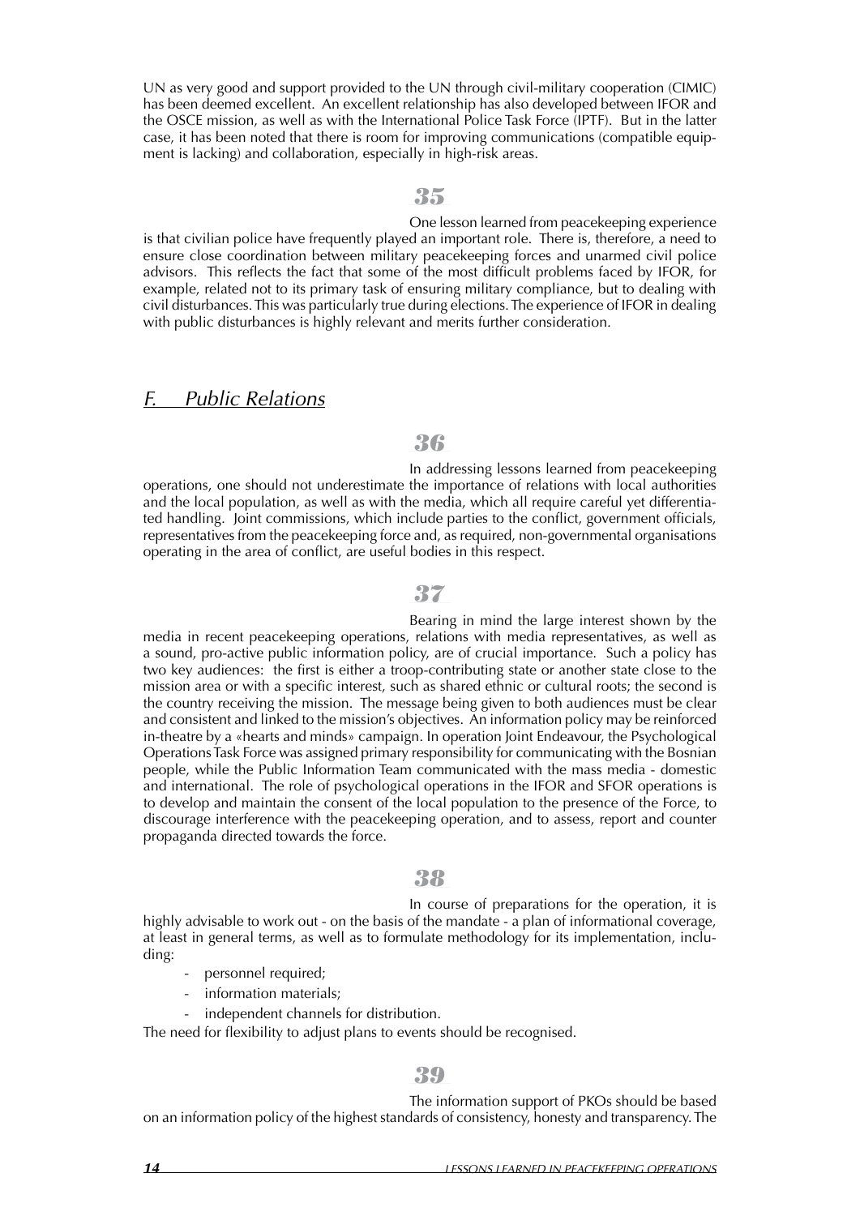UN as very good and support provided to the UN through civil-military cooperation (CIMIC) has been deemed excellent. An excellent relationship has also developed between IFOR and the OSCE mission, as well as with the International Police Task Force (IPTF). But in the latter case, it has been noted that there is room for improving communications (compatible equipment is lacking) and collaboration, especially in high-risk areas.

**35**

One lesson learned from peacekeeping experience is that civilian police have frequently played an important role. There is, therefore, a need to ensure close coordination between military peacekeeping forces and unarmed civil police advisors. This reflects the fact that some of the most difficult problems faced by IFOR, for example, related not to its primary task of ensuring military compliance, but to dealing with civil disturbances. This was particularly true during elections. The experience of IFOR in dealing with public disturbances is highly relevant and merits further consideration.

## *F. Public Relations*

**36**

In addressing lessons learned from peacekeeping operations, one should not underestimate the importance of relations with local authorities and the local population, as well as with the media, which all require careful yet differentiated handling. Joint commissions, which include parties to the conflict, government officials, representatives from the peacekeeping force and, as required, non-governmental organisations operating in the area of conflict, are useful bodies in this respect.

**37**

Bearing in mind the large interest shown by the media in recent peacekeeping operations, relations with media representatives, as well as a sound, pro-active public information policy, are of crucial importance. Such a policy has two key audiences: the first is either a troop-contributing state or another state close to the mission area or with a specific interest, such as shared ethnic or cultural roots; the second is the country receiving the mission. The message being given to both audiences must be clear and consistent and linked to the mission's objectives. An information policy may be reinforced in-theatre by a «hearts and minds» campaign. In operation Joint Endeavour, the Psychological Operations Task Force was assigned primary responsibility for communicating with the Bosnian people, while the Public Information Team communicated with the mass media - domestic and international. The role of psychological operations in the IFOR and SFOR operations is to develop and maintain the consent of the local population to the presence of the Force, to discourage interference with the peacekeeping operation, and to assess, report and counter propaganda directed towards the force.

**38**

In course of preparations for the operation, it is highly advisable to work out - on the basis of the mandate - a plan of informational coverage, at least in general terms, as well as to formulate methodology for its implementation, including:

- personnel required;
- information materials;
- independent channels for distribution.

The need for flexibility to adjust plans to events should be recognised.

**39**

The information support of PKOs should be based on an information policy of the highest standards of consistency, honesty and transparency. The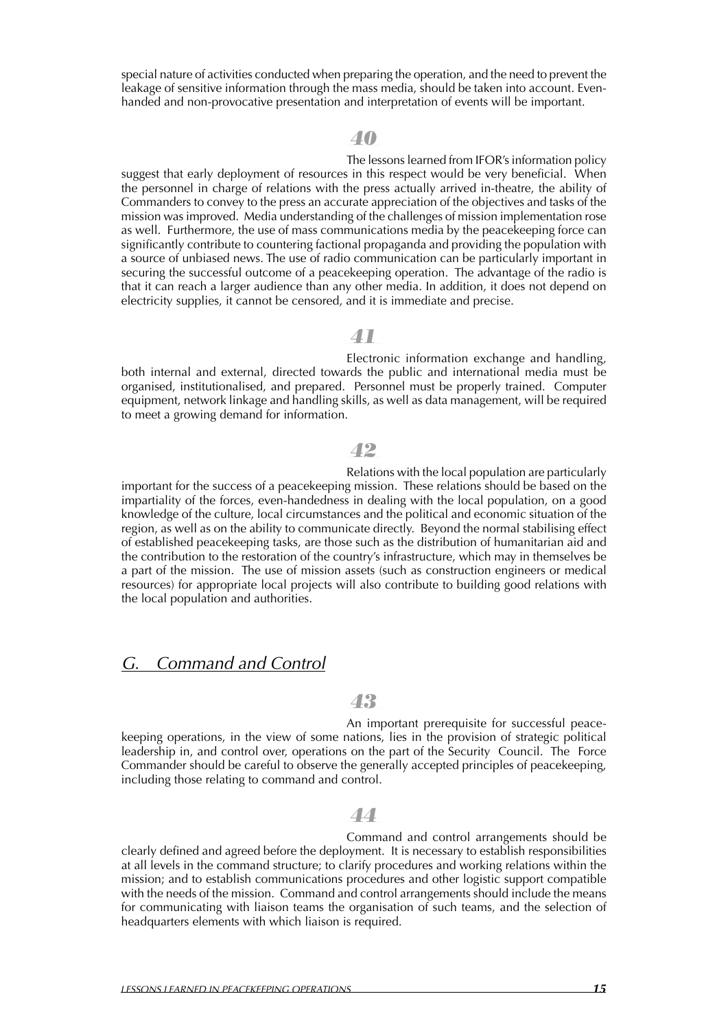special nature of activities conducted when preparing the operation, and the need to prevent the leakage of sensitive information through the mass media, should be taken into account. Even-handed and non-provocative presentation and interpretation of events will be important.

**40**

The lessons learned from IFOR's information policy suggest that early deployment of resources in this respect would be very beneficial. When the personnel in charge of relations with the press actually arrived in-theatre, the ability of Commanders to convey to the press an accurate appreciation of the objectives and tasks of the mission was improved. Media understanding of the challenges of mission implementation rose as well. Furthermore, the use of mass communications media by the peacekeeping force can significantly contribute to countering factional propaganda and providing the population with a source of unbiased news. The use of radio communication can be particularly important in securing the successful outcome of a peacekeeping operation. The advantage of the radio is that it can reach a larger audience than any other media. In addition, it does not depend on electricity supplies, it cannot be censored, and it is immediate and precise.

**41**

Electronic information exchange and handling, both internal and external, directed towards the public and international media must be organised, institutionalised, and prepared. Personnel must be properly trained. Computer equipment, network linkage and handling skills, as well as data management, will be required to meet a growing demand for information.

**42**

Relations with the local population are particularly important for the success of a peacekeeping mission. These relations should be based on the impartiality of the forces, even-handedness in dealing with the local population, on a good knowledge of the culture, local circumstances and the political and economic situation of the region, as well as on the ability to communicate directly. Beyond the normal stabilising effect of established peacekeeping tasks, are those such as the distribution of humanitarian aid and the contribution to the restoration of the country's infrastructure, which may in themselves be a part of the mission. The use of mission assets (such as construction engineers or medical resources) for appropriate local projects will also contribute to building good relations with the local population and authorities.

## *G. Command and Control*

**43**

An important prerequisite for successful peace-keeping operations, in the view of some nations, lies in the provision of strategic political leadership in, and control over, operations on the part of the Security Council. The Force Commander should be careful to observe the generally accepted principles of peacekeeping, including those relating to command and control.

**44**

Command and control arrangements should be clearly defined and agreed before the deployment. It is necessary to establish responsibilities at all levels in the command structure; to clarify procedures and working relations within the mission; and to establish communications procedures and other logistic support compatible with the needs of the mission. Command and control arrangements should include the means for communicating with liaison teams the organisation of such teams, and the selection of headquarters elements with which liaison is required.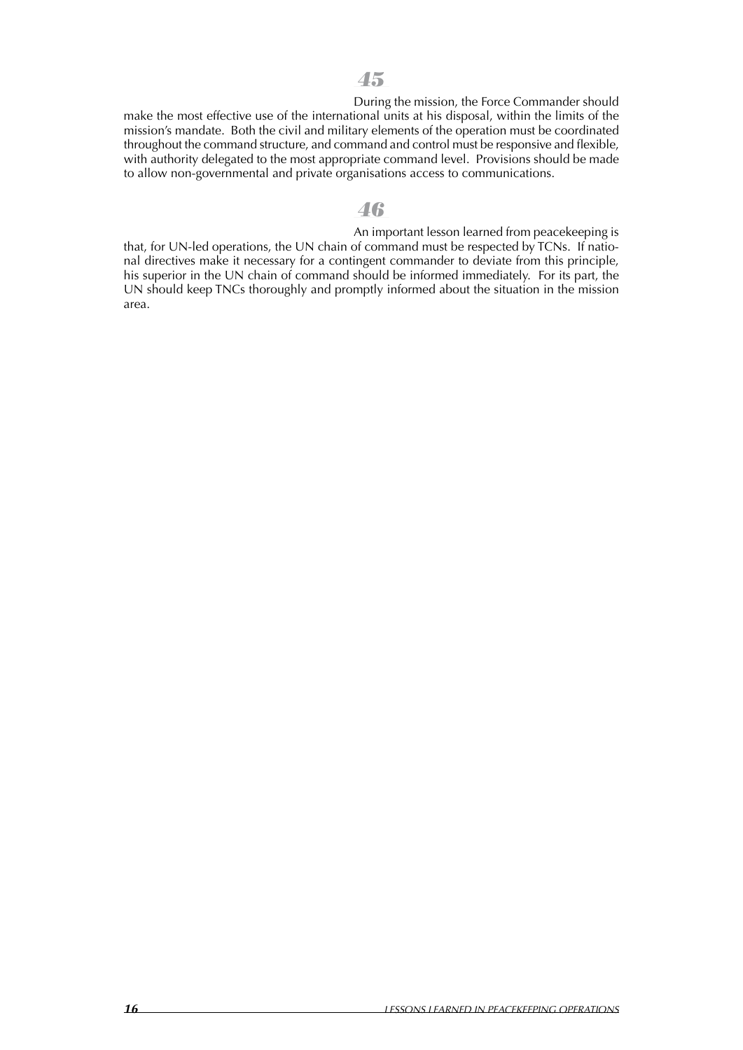**45**

During the mission, the Force Commander should make the most effective use of the international units at his disposal, within the limits of the mission's mandate. Both the civil and military elements of the operation must be coordinated throughout the command structure, and command and control must be responsive and flexible, with authority delegated to the most appropriate command level. Provisions should be made to allow non-governmental and private organisations access to communications.

**46**

An important lesson learned from peacekeeping is that, for UN-led operations, the UN chain of command must be respected by TCNs. If national directives make it necessary for a contingent commander to deviate from this principle, his superior in the UN chain of command should be informed immediately. For its part, the UN should keep TNCs thoroughly and promptly informed about the situation in the mission area.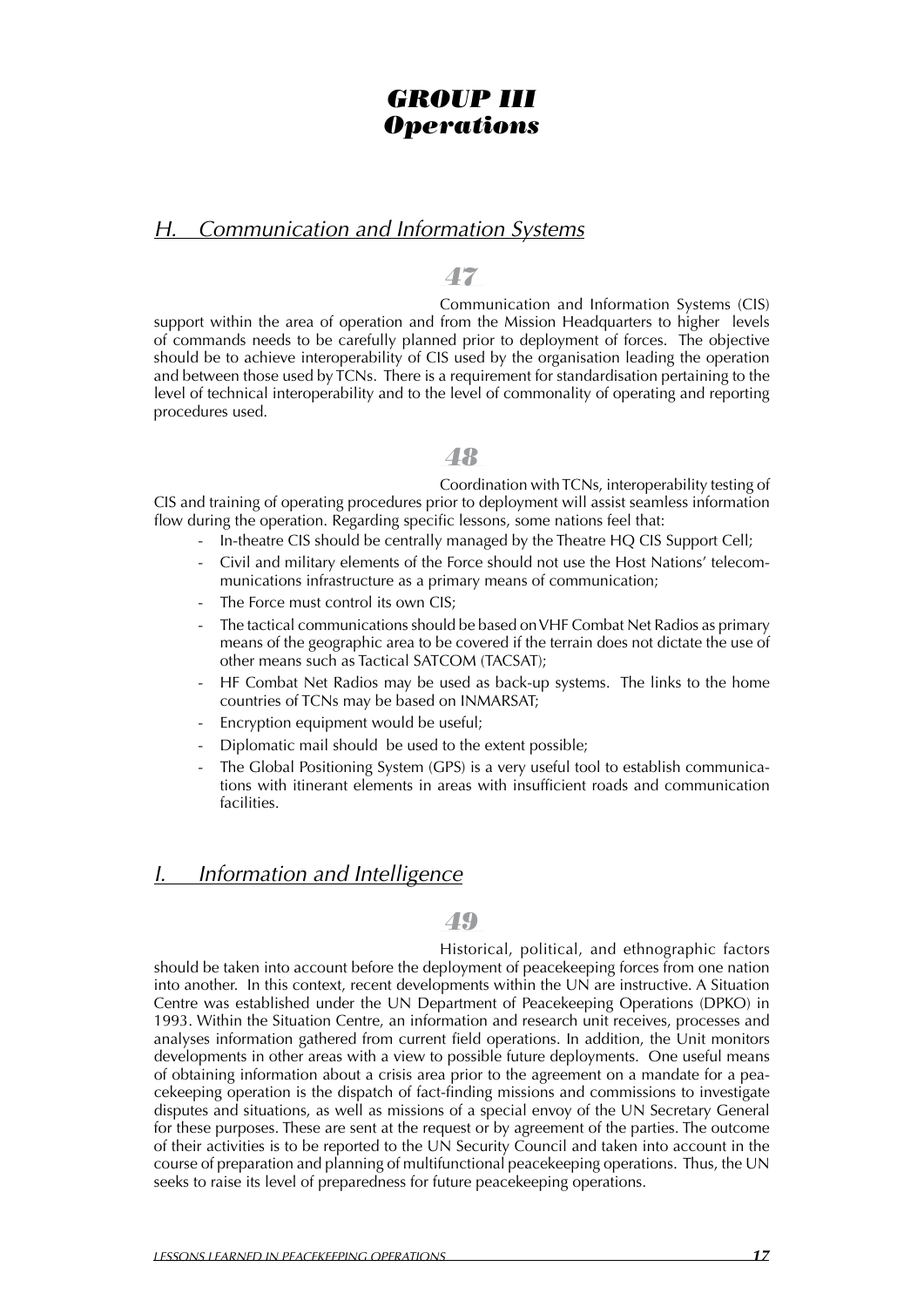# *GROUP III*
# *Operations*

## *H. Communication and Information Systems*

### *47*

Communication and Information Systems (CIS) support within the area of operation and from the Mission Headquarters to higher levels of commands needs to be carefully planned prior to deployment of forces. The objective should be to achieve interoperability of CIS used by the organisation leading the operation and between those used by TCNs. There is a requirement for standardisation pertaining to the level of technical interoperability and to the level of commonality of operating and reporting procedures used.

### *48*

Coordination with TCNs, interoperability testing of CIS and training of operating procedures prior to deployment will assist seamless information flow during the operation. Regarding specific lessons, some nations feel that:

- In-theatre CIS should be centrally managed by the Theatre HQ CIS Support Cell;
- Civil and military elements of the Force should not use the Host Nations' telecommunications infrastructure as a primary means of communication;
- The Force must control its own CIS;
- The tactical communications should be based on VHF Combat Net Radios as primary means of the geographic area to be covered if the terrain does not dictate the use of other means such as Tactical SATCOM (TACSAT);
- HF Combat Net Radios may be used as back-up systems. The links to the home countries of TCNs may be based on INMARSAT;
- Encryption equipment would be useful;
- Diplomatic mail should be used to the extent possible;
- The Global Positioning System (GPS) is a very useful tool to establish communications with itinerant elements in areas with insufficient roads and communication facilities.

## *I. Information and Intelligence*

### *49*

Historical, political, and ethnographic factors should be taken into account before the deployment of peacekeeping forces from one nation into another. In this context, recent developments within the UN are instructive. A Situation Centre was established under the UN Department of Peacekeeping Operations (DPKO) in 1993. Within the Situation Centre, an information and research unit receives, processes and analyses information gathered from current field operations. In addition, the Unit monitors developments in other areas with a view to possible future deployments. One useful means of obtaining information about a crisis area prior to the agreement on a mandate for a peacekeeping operation is the dispatch of fact-finding missions and commissions to investigate disputes and situations, as well as missions of a special envoy of the UN Secretary General for these purposes. These are sent at the request or by agreement of the parties. The outcome of their activities is to be reported to the UN Security Council and taken into account in the course of preparation and planning of multifunctional peacekeeping operations. Thus, the UN seeks to raise its level of preparedness for future peacekeeping operations.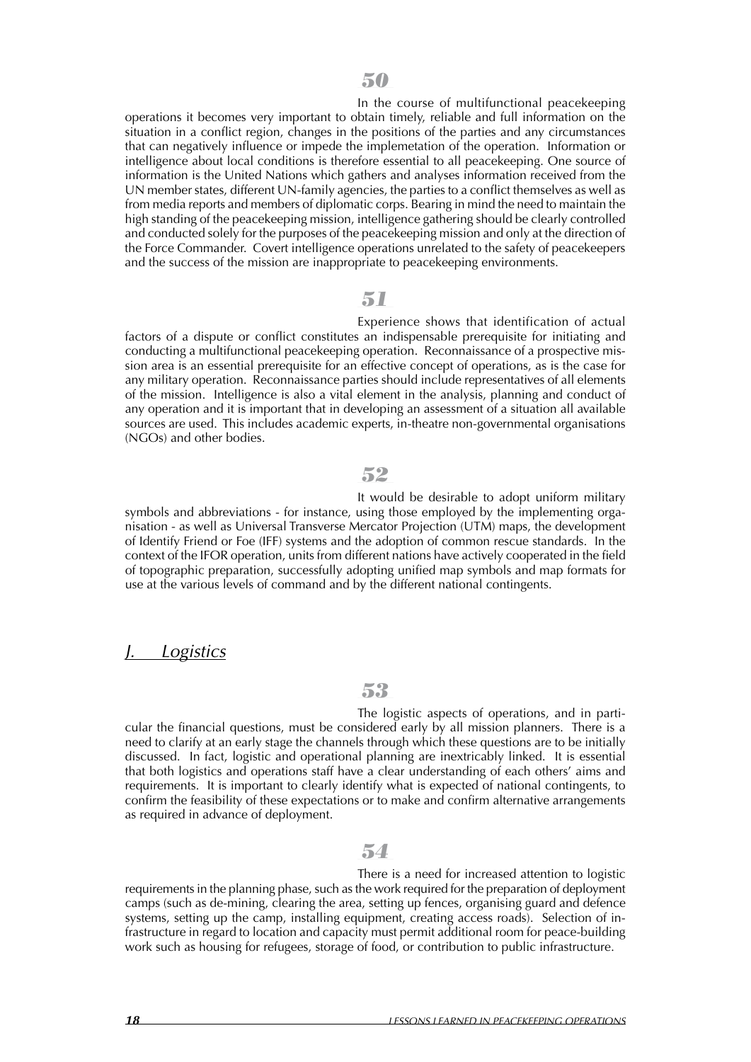**50**

In the course of multifunctional peacekeeping operations it becomes very important to obtain timely, reliable and full information on the situation in a conflict region, changes in the positions of the parties and any circumstances that can negatively influence or impede the implemetation of the operation. Information or intelligence about local conditions is therefore essential to all peacekeeping. One source of information is the United Nations which gathers and analyses information received from the UN member states, different UN-family agencies, the parties to a conflict themselves as well as from media reports and members of diplomatic corps. Bearing in mind the need to maintain the high standing of the peacekeeping mission, intelligence gathering should be clearly controlled and conducted solely for the purposes of the peacekeeping mission and only at the direction of the Force Commander. Covert intelligence operations unrelated to the safety of peacekeepers and the success of the mission are inappropriate to peacekeeping environments.

**51**

Experience shows that identification of actual factors of a dispute or conflict constitutes an indispensable prerequisite for initiating and conducting a multifunctional peacekeeping operation. Reconnaissance of a prospective mission area is an essential prerequisite for an effective concept of operations, as is the case for any military operation. Reconnaissance parties should include representatives of all elements of the mission. Intelligence is also a vital element in the analysis, planning and conduct of any operation and it is important that in developing an assessment of a situation all available sources are used. This includes academic experts, in-theatre non-governmental organisations (NGOs) and other bodies.

**52**

It would be desirable to adopt uniform military symbols and abbreviations - for instance, using those employed by the implementing organisation - as well as Universal Transverse Mercator Projection (UTM) maps, the development of Identify Friend or Foe (IFF) systems and the adoption of common rescue standards. In the context of the IFOR operation, units from different nations have actively cooperated in the field of topographic preparation, successfully adopting unified map symbols and map formats for use at the various levels of command and by the different national contingents.

## *J. Logistics*

**53**

The logistic aspects of operations, and in particular the financial questions, must be considered early by all mission planners. There is a need to clarify at an early stage the channels through which these questions are to be initially discussed. In fact, logistic and operational planning are inextricably linked. It is essential that both logistics and operations staff have a clear understanding of each others' aims and requirements. It is important to clearly identify what is expected of national contingents, to confirm the feasibility of these expectations or to make and confirm alternative arrangements as required in advance of deployment.

**54**

There is a need for increased attention to logistic requirements in the planning phase, such as the work required for the preparation of deployment camps (such as de-mining, clearing the area, setting up fences, organising guard and defence systems, setting up the camp, installing equipment, creating access roads). Selection of infrastructure in regard to location and capacity must permit additional room for peace-building work such as housing for refugees, storage of food, or contribution to public infrastructure.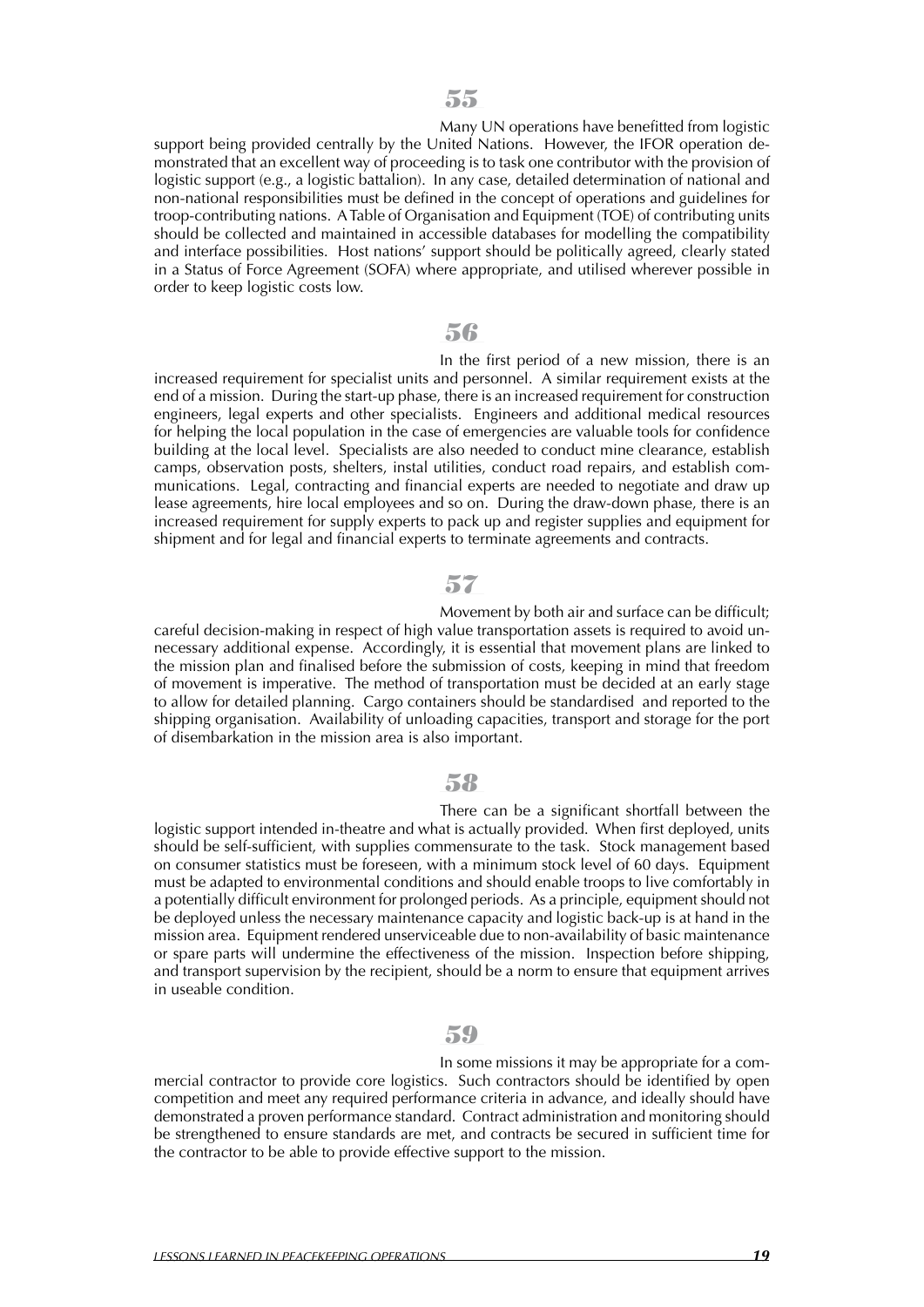**55**

Many UN operations have benefitted from logistic support being provided centrally by the United Nations. However, the IFOR operation demonstrated that an excellent way of proceeding is to task one contributor with the provision of logistic support (e.g., a logistic battalion). In any case, detailed determination of national and non-national responsibilities must be defined in the concept of operations and guidelines for troop-contributing nations. A Table of Organisation and Equipment (TOE) of contributing units should be collected and maintained in accessible databases for modelling the compatibility and interface possibilities. Host nations' support should be politically agreed, clearly stated in a Status of Force Agreement (SOFA) where appropriate, and utilised wherever possible in order to keep logistic costs low.

**56**

In the first period of a new mission, there is an increased requirement for specialist units and personnel. A similar requirement exists at the end of a mission. During the start-up phase, there is an increased requirement for construction engineers, legal experts and other specialists. Engineers and additional medical resources for helping the local population in the case of emergencies are valuable tools for confidence building at the local level. Specialists are also needed to conduct mine clearance, establish camps, observation posts, shelters, instal utilities, conduct road repairs, and establish communications. Legal, contracting and financial experts are needed to negotiate and draw up lease agreements, hire local employees and so on. During the draw-down phase, there is an increased requirement for supply experts to pack up and register supplies and equipment for shipment and for legal and financial experts to terminate agreements and contracts.

**57**

Movement by both air and surface can be difficult; careful decision-making in respect of high value transportation assets is required to avoid unnecessary additional expense. Accordingly, it is essential that movement plans are linked to the mission plan and finalised before the submission of costs, keeping in mind that freedom of movement is imperative. The method of transportation must be decided at an early stage to allow for detailed planning. Cargo containers should be standardised and reported to the shipping organisation. Availability of unloading capacities, transport and storage for the port of disembarkation in the mission area is also important.

**58**

There can be a significant shortfall between the logistic support intended in-theatre and what is actually provided. When first deployed, units should be self-sufficient, with supplies commensurate to the task. Stock management based on consumer statistics must be foreseen, with a minimum stock level of 60 days. Equipment must be adapted to environmental conditions and should enable troops to live comfortably in a potentially difficult environment for prolonged periods. As a principle, equipment should not be deployed unless the necessary maintenance capacity and logistic back-up is at hand in the mission area. Equipment rendered unserviceable due to non-availability of basic maintenance or spare parts will undermine the effectiveness of the mission. Inspection before shipping, and transport supervision by the recipient, should be a norm to ensure that equipment arrives in useable condition.

**59**

In some missions it may be appropriate for a commercial contractor to provide core logistics. Such contractors should be identified by open competition and meet any required performance criteria in advance, and ideally should have demonstrated a proven performance standard. Contract administration and monitoring should be strengthened to ensure standards are met, and contracts be secured in sufficient time for the contractor to be able to provide effective support to the mission.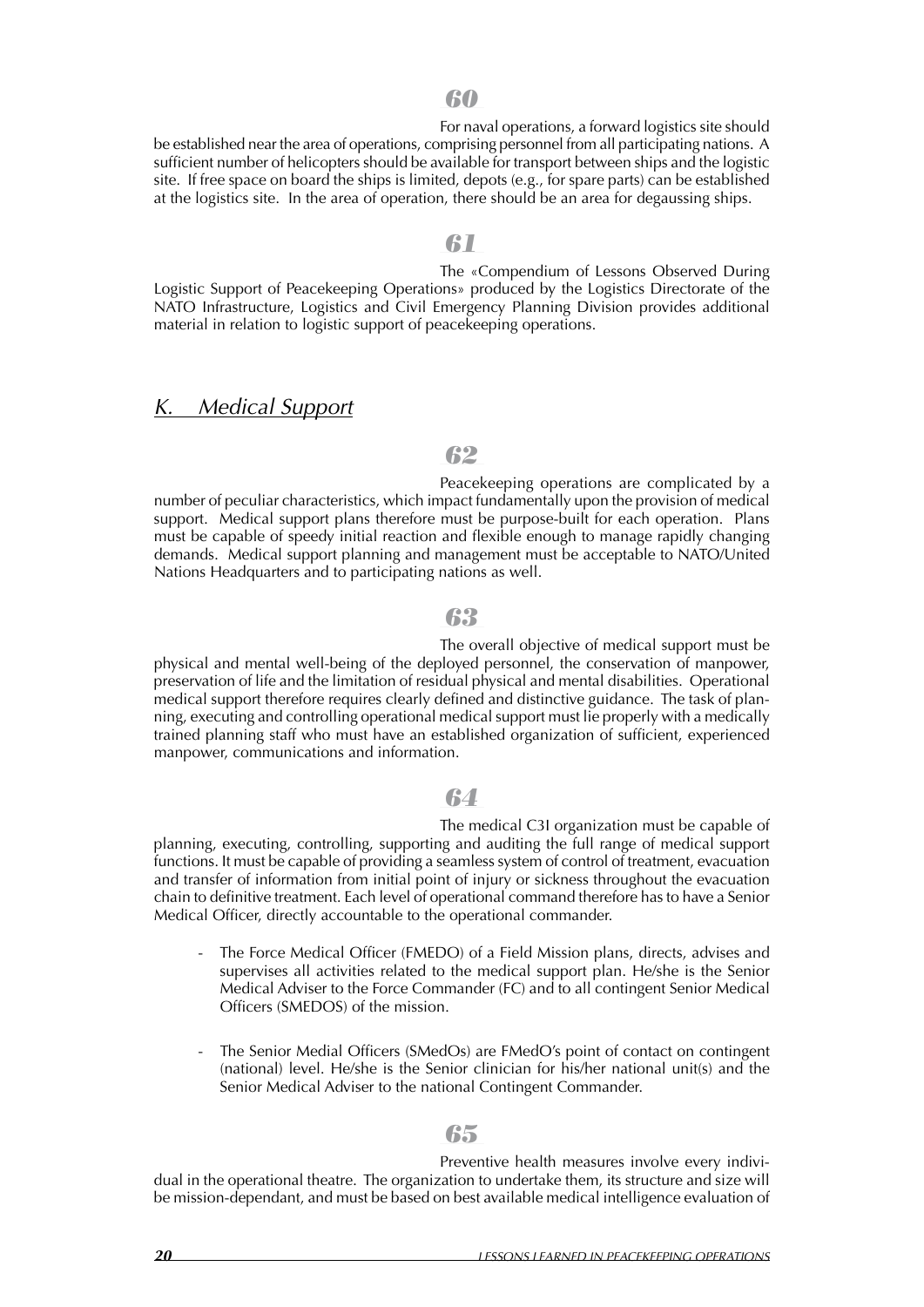**60**

For naval operations, a forward logistics site should be established near the area of operations, comprising personnel from all participating nations. A sufficient number of helicopters should be available for transport between ships and the logistic site. If free space on board the ships is limited, depots (e.g., for spare parts) can be established at the logistics site. In the area of operation, there should be an area for degaussing ships.

**61**

The «Compendium of Lessons Observed During Logistic Support of Peacekeeping Operations» produced by the Logistics Directorate of the NATO Infrastructure, Logistics and Civil Emergency Planning Division provides additional material in relation to logistic support of peacekeeping operations.

## *K. Medical Support*

**62**

Peacekeeping operations are complicated by a number of peculiar characteristics, which impact fundamentally upon the provision of medical support. Medical support plans therefore must be purpose-built for each operation. Plans must be capable of speedy initial reaction and flexible enough to manage rapidly changing demands. Medical support planning and management must be acceptable to NATO/United Nations Headquarters and to participating nations as well.

**63**

The overall objective of medical support must be physical and mental well-being of the deployed personnel, the conservation of manpower, preservation of life and the limitation of residual physical and mental disabilities. Operational medical support therefore requires clearly defined and distinctive guidance. The task of planning, executing and controlling operational medical support must lie properly with a medically trained planning staff who must have an established organization of sufficient, experienced manpower, communications and information.

**64**

The medical C3I organization must be capable of planning, executing, controlling, supporting and auditing the full range of medical support functions. It must be capable of providing a seamless system of control of treatment, evacuation and transfer of information from initial point of injury or sickness throughout the evacuation chain to definitive treatment. Each level of operational command therefore has to have a Senior Medical Officer, directly accountable to the operational commander.

- The Force Medical Officer (FMEDO) of a Field Mission plans, directs, advises and supervises all activities related to the medical support plan. He/she is the Senior Medical Adviser to the Force Commander (FC) and to all contingent Senior Medical Officers (SMEDOS) of the mission.

- The Senior Medial Officers (SMedOs) are FMedO's point of contact on contingent (national) level. He/she is the Senior clinician for his/her national unit(s) and the Senior Medical Adviser to the national Contingent Commander.

**65**

Preventive health measures involve every individual in the operational theatre. The organization to undertake them, its structure and size will be mission-dependant, and must be based on best available medical intelligence evaluation of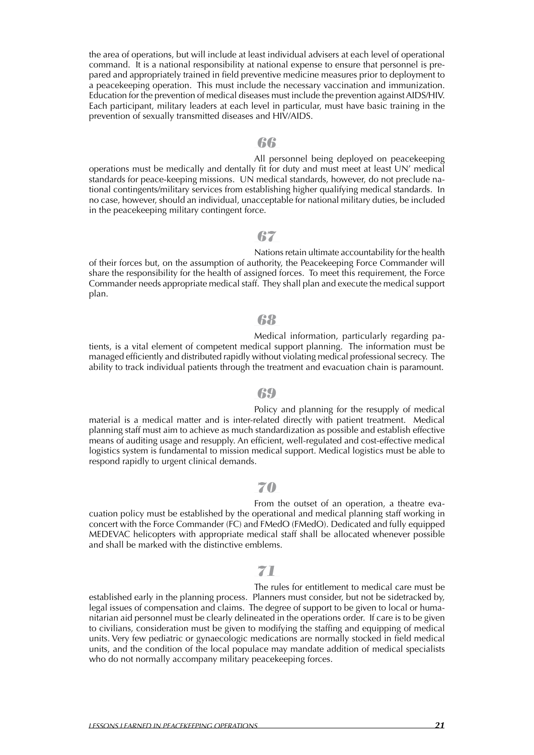the area of operations, but will include at least individual advisers at each level of operational command. It is a national responsibility at national expense to ensure that personnel is prepared and appropriately trained in field preventive medicine measures prior to deployment to a peacekeeping operation. This must include the necessary vaccination and immunization. Education for the prevention of medical diseases must include the prevention against AIDS/HIV. Each participant, military leaders at each level in particular, must have basic training in the prevention of sexually transmitted diseases and HIV/AIDS.

***66***

All personnel being deployed on peacekeeping operations must be medically and dentally fit for duty and must meet at least UN' medical standards for peace-keeping missions. UN medical standards, however, do not preclude national contingents/military services from establishing higher qualifying medical standards. In no case, however, should an individual, unacceptable for national military duties, be included in the peacekeeping military contingent force.

***67***

Nations retain ultimate accountability for the health of their forces but, on the assumption of authority, the Peacekeeping Force Commander will share the responsibility for the health of assigned forces. To meet this requirement, the Force Commander needs appropriate medical staff. They shall plan and execute the medical support plan.

***68***

Medical information, particularly regarding patients, is a vital element of competent medical support planning. The information must be managed efficiently and distributed rapidly without violating medical professional secrecy. The ability to track individual patients through the treatment and evacuation chain is paramount.

***69***

Policy and planning for the resupply of medical material is a medical matter and is inter-related directly with patient treatment. Medical planning staff must aim to achieve as much standardization as possible and establish effective means of auditing usage and resupply. An efficient, well-regulated and cost-effective medical logistics system is fundamental to mission medical support. Medical logistics must be able to respond rapidly to urgent clinical demands.

***70***

From the outset of an operation, a theatre evacuation policy must be established by the operational and medical planning staff working in concert with the Force Commander (FC) and FMedO (FMedO). Dedicated and fully equipped MEDEVAC helicopters with appropriate medical staff shall be allocated whenever possible and shall be marked with the distinctive emblems.

***71***

The rules for entitlement to medical care must be established early in the planning process. Planners must consider, but not be sidetracked by, legal issues of compensation and claims. The degree of support to be given to local or humanitarian aid personnel must be clearly delineated in the operations order. If care is to be given to civilians, consideration must be given to modifying the staffing and equipping of medical units. Very few pediatric or gynaecologic medications are normally stocked in field medical units, and the condition of the local populace may mandate addition of medical specialists who do not normally accompany military peacekeeping forces.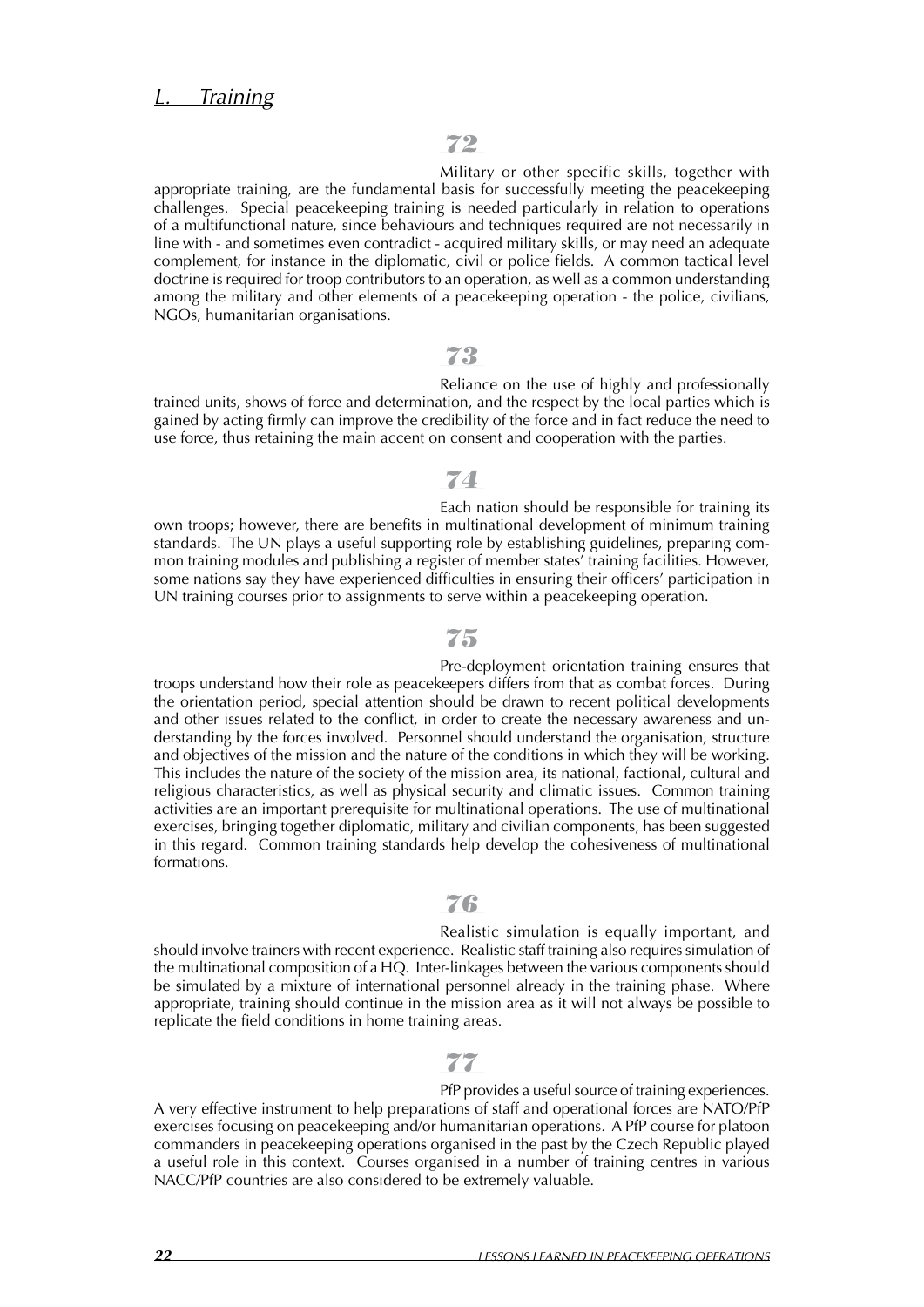## *L. Training*

**72**

Military or other specific skills, together with appropriate training, are the fundamental basis for successfully meeting the peacekeeping challenges. Special peacekeeping training is needed particularly in relation to operations of a multifunctional nature, since behaviours and techniques required are not necessarily in line with - and sometimes even contradict - acquired military skills, or may need an adequate complement, for instance in the diplomatic, civil or police fields. A common tactical level doctrine is required for troop contributors to an operation, as well as a common understanding among the military and other elements of a peacekeeping operation - the police, civilians, NGOs, humanitarian organisations.

**73**

Reliance on the use of highly and professionally trained units, shows of force and determination, and the respect by the local parties which is gained by acting firmly can improve the credibility of the force and in fact reduce the need to use force, thus retaining the main accent on consent and cooperation with the parties.

**74**

Each nation should be responsible for training its own troops; however, there are benefits in multinational development of minimum training standards. The UN plays a useful supporting role by establishing guidelines, preparing common training modules and publishing a register of member states' training facilities. However, some nations say they have experienced difficulties in ensuring their officers' participation in UN training courses prior to assignments to serve within a peacekeeping operation.

**75**

Pre-deployment orientation training ensures that troops understand how their role as peacekeepers differs from that as combat forces. During the orientation period, special attention should be drawn to recent political developments and other issues related to the conflict, in order to create the necessary awareness and understanding by the forces involved. Personnel should understand the organisation, structure and objectives of the mission and the nature of the conditions in which they will be working. This includes the nature of the society of the mission area, its national, factional, cultural and religious characteristics, as well as physical security and climatic issues. Common training activities are an important prerequisite for multinational operations. The use of multinational exercises, bringing together diplomatic, military and civilian components, has been suggested in this regard. Common training standards help develop the cohesiveness of multinational formations.

**76**

Realistic simulation is equally important, and should involve trainers with recent experience. Realistic staff training also requires simulation of the multinational composition of a HQ. Inter-linkages between the various components should be simulated by a mixture of international personnel already in the training phase. Where appropriate, training should continue in the mission area as it will not always be possible to replicate the field conditions in home training areas.

**77**

PfP provides a useful source of training experiences. A very effective instrument to help preparations of staff and operational forces are NATO/PfP exercises focusing on peacekeeping and/or humanitarian operations. A PfP course for platoon commanders in peacekeeping operations organised in the past by the Czech Republic played a useful role in this context. Courses organised in a number of training centres in various NACC/PfP countries are also considered to be extremely valuable.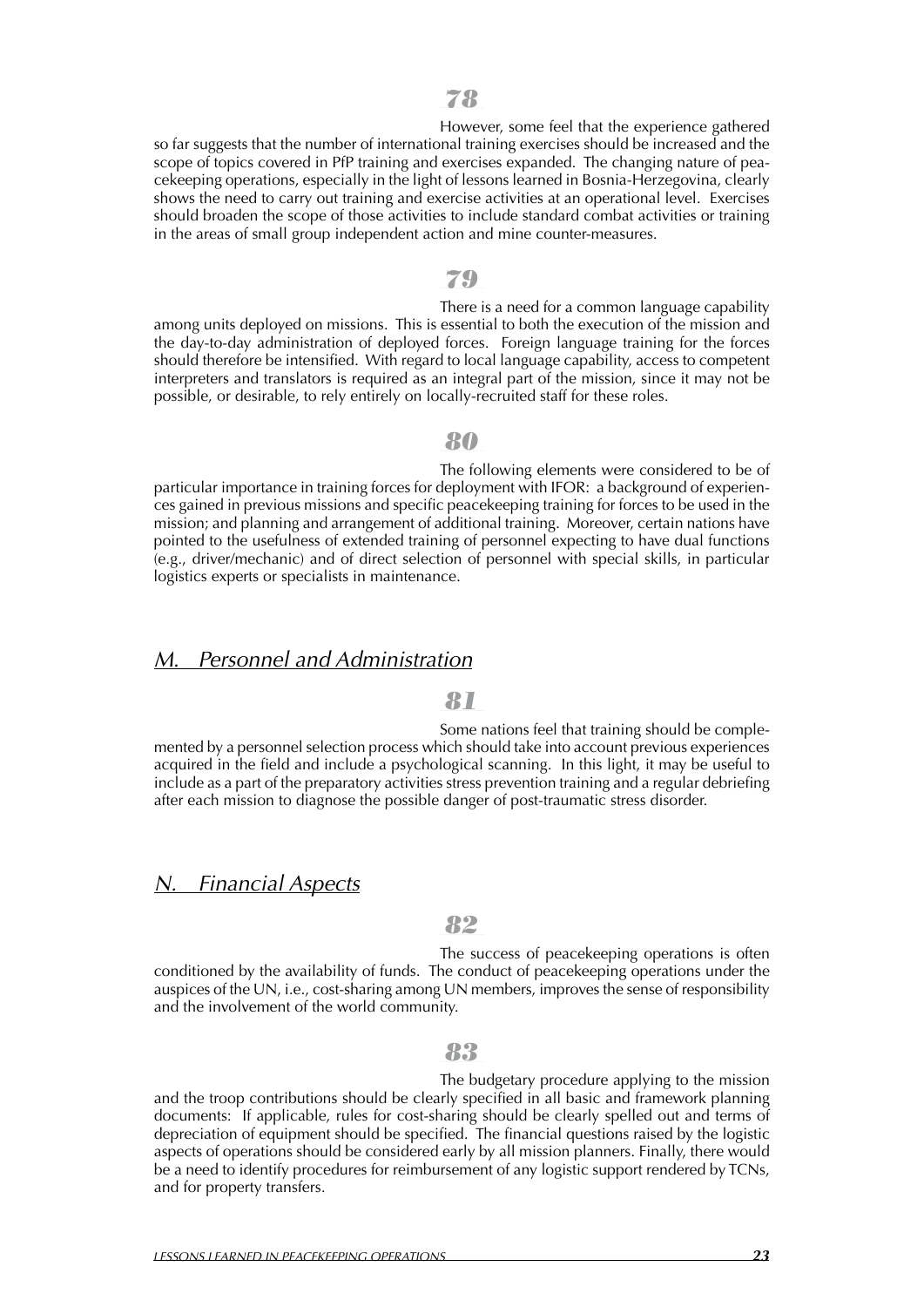**78**

However, some feel that the experience gathered so far suggests that the number of international training exercises should be increased and the scope of topics covered in PfP training and exercises expanded. The changing nature of peacekeeping operations, especially in the light of lessons learned in Bosnia-Herzegovina, clearly shows the need to carry out training and exercise activities at an operational level. Exercises should broaden the scope of those activities to include standard combat activities or training in the areas of small group independent action and mine counter-measures.

**79**

There is a need for a common language capability among units deployed on missions. This is essential to both the execution of the mission and the day-to-day administration of deployed forces. Foreign language training for the forces should therefore be intensified. With regard to local language capability, access to competent interpreters and translators is required as an integral part of the mission, since it may not be possible, or desirable, to rely entirely on locally-recruited staff for these roles.

**80**

The following elements were considered to be of particular importance in training forces for deployment with IFOR: a background of experiences gained in previous missions and specific peacekeeping training for forces to be used in the mission; and planning and arrangement of additional training. Moreover, certain nations have pointed to the usefulness of extended training of personnel expecting to have dual functions (e.g., driver/mechanic) and of direct selection of personnel with special skills, in particular logistics experts or specialists in maintenance.

## *M. Personnel and Administration*

**81**

Some nations feel that training should be complemented by a personnel selection process which should take into account previous experiences acquired in the field and include a psychological scanning. In this light, it may be useful to include as a part of the preparatory activities stress prevention training and a regular debriefing after each mission to diagnose the possible danger of post-traumatic stress disorder.

## *N. Financial Aspects*

**82**

The success of peacekeeping operations is often conditioned by the availability of funds. The conduct of peacekeeping operations under the auspices of the UN, i.e., cost-sharing among UN members, improves the sense of responsibility and the involvement of the world community.

**83**

The budgetary procedure applying to the mission and the troop contributions should be clearly specified in all basic and framework planning documents: If applicable, rules for cost-sharing should be clearly spelled out and terms of depreciation of equipment should be specified. The financial questions raised by the logistic aspects of operations should be considered early by all mission planners. Finally, there would be a need to identify procedures for reimbursement of any logistic support rendered by TCNs, and for property transfers.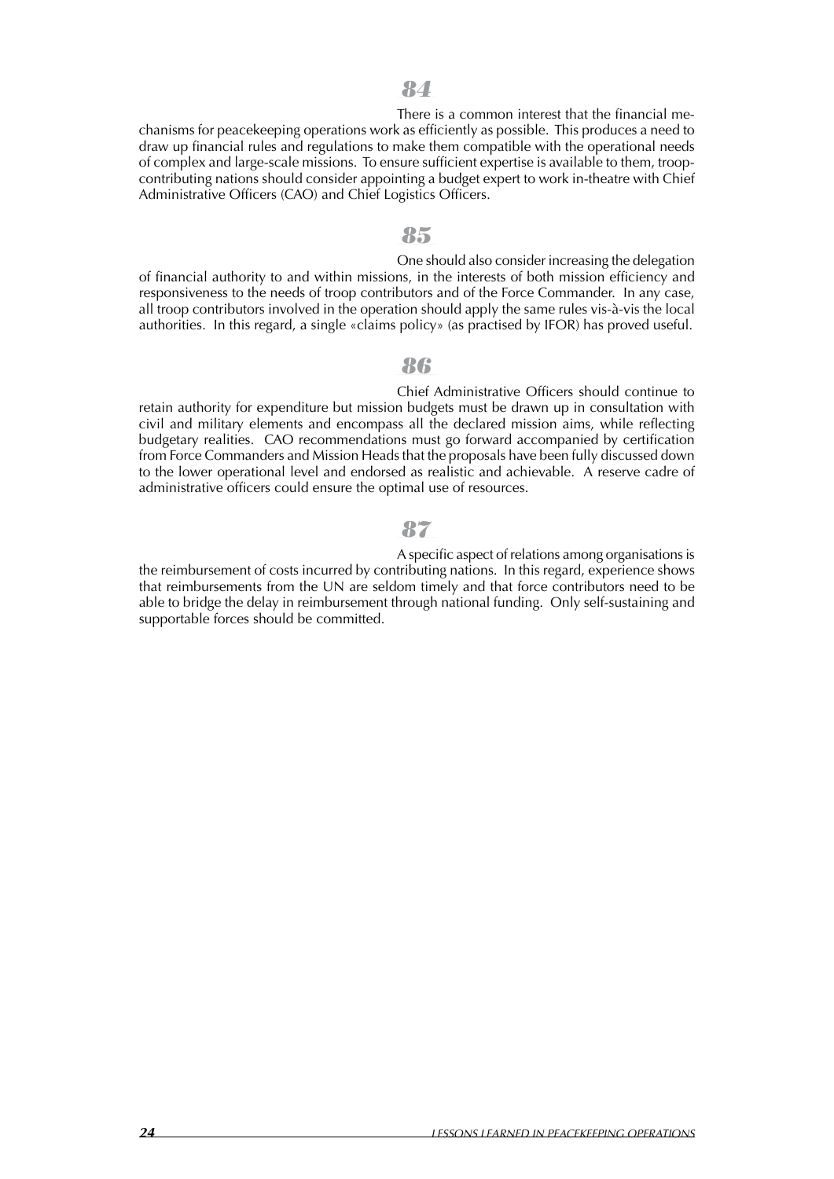### 84

There is a common interest that the financial mechanisms for peacekeeping operations work as efficiently as possible. This produces a need to draw up financial rules and regulations to make them compatible with the operational needs of complex and large-scale missions. To ensure sufficient expertise is available to them, troop-contributing nations should consider appointing a budget expert to work in-theatre with Chief Administrative Officers (CAO) and Chief Logistics Officers.

### 85

One should also consider increasing the delegation of financial authority to and within missions, in the interests of both mission efficiency and responsiveness to the needs of troop contributors and of the Force Commander. In any case, all troop contributors involved in the operation should apply the same rules vis-à-vis the local authorities. In this regard, a single «claims policy» (as practised by IFOR) has proved useful.

### 86

Chief Administrative Officers should continue to retain authority for expenditure but mission budgets must be drawn up in consultation with civil and military elements and encompass all the declared mission aims, while reflecting budgetary realities. CAO recommendations must go forward accompanied by certification from Force Commanders and Mission Heads that the proposals have been fully discussed down to the lower operational level and endorsed as realistic and achievable. A reserve cadre of administrative officers could ensure the optimal use of resources.

### 87

A specific aspect of relations among organisations is the reimbursement of costs incurred by contributing nations. In this regard, experience shows that reimbursements from the UN are seldom timely and that force contributors need to be able to bridge the delay in reimbursement through national funding. Only self-sustaining and supportable forces should be committed.